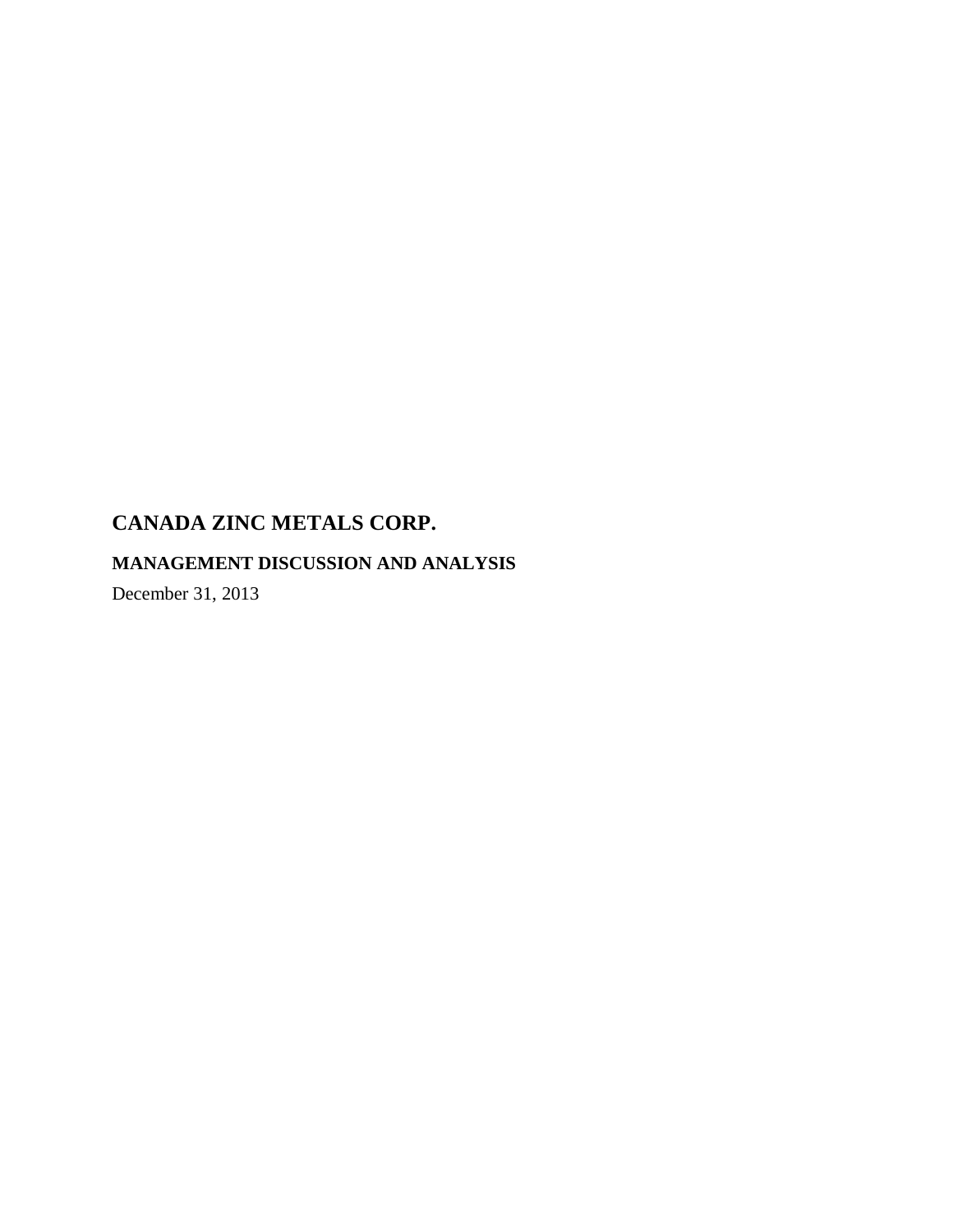# CANADA ZINC METALS CORP.

## MANAGEMENT DISCUSSION AND ANALYSIS

December 31, 2013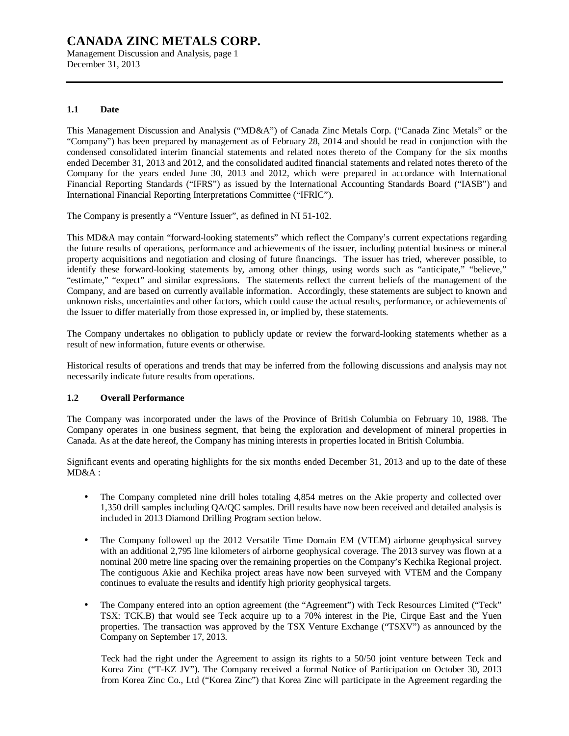## 1.1 Date

This Management Discussion and Analysis ("MD&A") of Canada Zinc Metals Corp. ("Canada Zinc Metals" or the "Company") has been prepared by management as of February 28, 2014 and should be read in conjunction with the condensed consolidated interim financial statements and related notes thereto of the Company for the six months ended December 31, 2013 and 2012, and the consolidated audited financial statements and related notes thereto of the Company for the years ended June 30, 2013 and 2012, which were prepared in accordance with International Financial Reporting Standards ("IFRS") as issued by the International Accounting Standards Board ("IASB") and International Financial Reporting Interpretations Committee ("IFRIC").

The Company is presently a "Venture Issuer", as defined in NI 51-102.

This MD&A may contain "forward-looking statements" which reflect the Company's current expectations regarding the future results of operations, performance and achievements of the issuer, including potential business or mineral property acquisitions and negotiation and closing of future financings. The issuer has tried, wherever possible, to identify these forward-looking statements by, among other things, using words such as "anticipate," "believe," "estimate," "expect" and similar expressions. The statements reflect the current beliefs of the management of the Company, and are based on currently available information. Accordingly, these statements are subject to known and unknown risks, uncertainties and other factors, which could cause the actual results, performance, or achievements of the Issuer to differ materially from those expressed in, or implied by, these statements.

The Company undertakes no obligation to publicly update or review the forward-looking statements whether as a result of new information, future events or otherwise.

Historical results of operations and trends that may be inferred from the following discussions and analysis may not necessarily indicate future results from operations.

## 1.2 Overall Performance

The Company was incorporated under the laws of the Province of British Columbia on February 10, 1988. The Company operates in one business segment, that being the exploration and development of mineral properties in Canada. As at the date hereof, the Company has mining interests in properties located in British Columbia.

Significant events and operating highlights for the six months ended December 31, 2013 and up to the date of these MD&A :

- The Company completed nine drill holes totaling 4,854 metres on the Akie property and collected over 1,350 drill samples including QA/QC samples. Drill results have now been received and detailed analysis is included in 2013 Diamond Drilling Program section below.

- The Company followed up the 2012 Versatile Time Domain EM (VTEM) airborne geophysical survey with an additional 2,795 line kilometers of airborne geophysical coverage. The 2013 survey was flown at a nominal 200 metre line spacing over the remaining properties on the Company's Kechika Regional project. The contiguous Akie and Kechika project areas have now been surveyed with VTEM and the Company continues to evaluate the results and identify high priority geophysical targets.

- The Company entered into an option agreement (the "Agreement") with Teck Resources Limited ("Teck" TSX: TCK.B) that would see Teck acquire up to a 70% interest in the Pie, Cirque East and the Yuen properties. The transaction was approved by the TSX Venture Exchange ("TSXV") as announced by the Company on September 17, 2013.

  Teck had the right under the Agreement to assign its rights to a 50/50 joint venture between Teck and Korea Zinc ("T-KZ JV"). The Company received a formal Notice of Participation on October 30, 2013 from Korea Zinc Co., Ltd ("Korea Zinc") that Korea Zinc will participate in the Agreement regarding the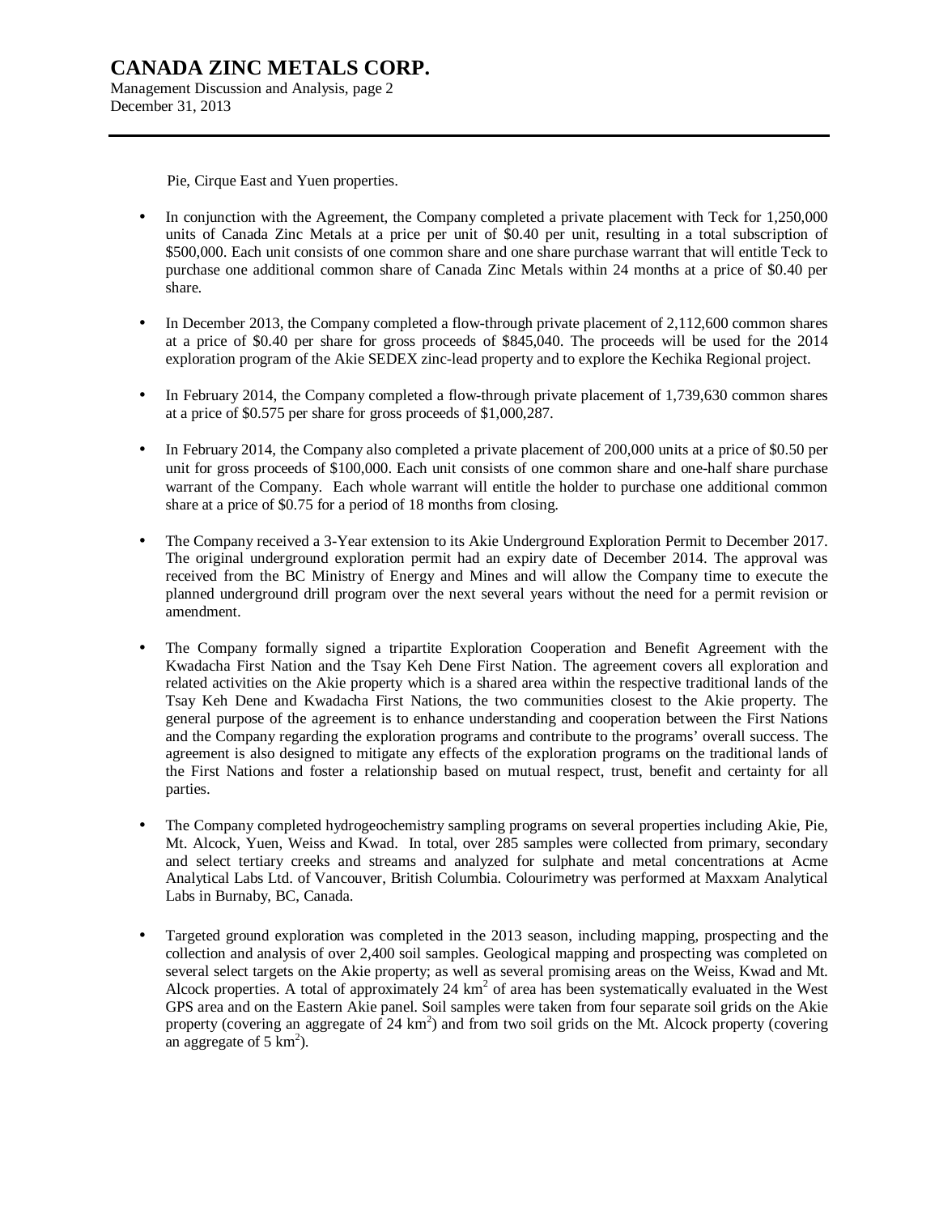Pie, Cirque East and Yuen properties.

- In conjunction with the Agreement, the Company completed a private placement with Teck for 1,250,000 units of Canada Zinc Metals at a price per unit of $0.40 per unit, resulting in a total subscription of $500,000. Each unit consists of one common share and one share purchase warrant that will entitle Teck to purchase one additional common share of Canada Zinc Metals within 24 months at a price of $0.40 per share.

- In December 2013, the Company completed a flow-through private placement of 2,112,600 common shares at a price of $0.40 per share for gross proceeds of $845,040. The proceeds will be used for the 2014 exploration program of the Akie SEDEX zinc-lead property and to explore the Kechika Regional project.

- In February 2014, the Company completed a flow-through private placement of 1,739,630 common shares at a price of $0.575 per share for gross proceeds of $1,000,287.

- In February 2014, the Company also completed a private placement of 200,000 units at a price of $0.50 per unit for gross proceeds of $100,000. Each unit consists of one common share and one-half share purchase warrant of the Company. Each whole warrant will entitle the holder to purchase one additional common share at a price of $0.75 for a period of 18 months from closing.

- The Company received a 3-Year extension to its Akie Underground Exploration Permit to December 2017. The original underground exploration permit had an expiry date of December 2014. The approval was received from the BC Ministry of Energy and Mines and will allow the Company time to execute the planned underground drill program over the next several years without the need for a permit revision or amendment.

- The Company formally signed a tripartite Exploration Cooperation and Benefit Agreement with the Kwadacha First Nation and the Tsay Keh Dene First Nation. The agreement covers all exploration and related activities on the Akie property which is a shared area within the respective traditional lands of the Tsay Keh Dene and Kwadacha First Nations, the two communities closest to the Akie property. The general purpose of the agreement is to enhance understanding and cooperation between the First Nations and the Company regarding the exploration programs and contribute to the programs' overall success. The agreement is also designed to mitigate any effects of the exploration programs on the traditional lands of the First Nations and foster a relationship based on mutual respect, trust, benefit and certainty for all parties.

- The Company completed hydrogeochemistry sampling programs on several properties including Akie, Pie, Mt. Alcock, Yuen, Weiss and Kwad. In total, over 285 samples were collected from primary, secondary and select tertiary creeks and streams and analyzed for sulphate and metal concentrations at Acme Analytical Labs Ltd. of Vancouver, British Columbia. Colourimetry was performed at Maxxam Analytical Labs in Burnaby, BC, Canada.

- Targeted ground exploration was completed in the 2013 season, including mapping, prospecting and the collection and analysis of over 2,400 soil samples. Geological mapping and prospecting was completed on several select targets on the Akie property; as well as several promising areas on the Weiss, Kwad and Mt. Alcock properties. A total of approximately 24 $km^2$ of area has been systematically evaluated in the West GPS area and on the Eastern Akie panel. Soil samples were taken from four separate soil grids on the Akie property (covering an aggregate of 24 $km^2$) and from two soil grids on the Mt. Alcock property (covering an aggregate of 5 $km^2$).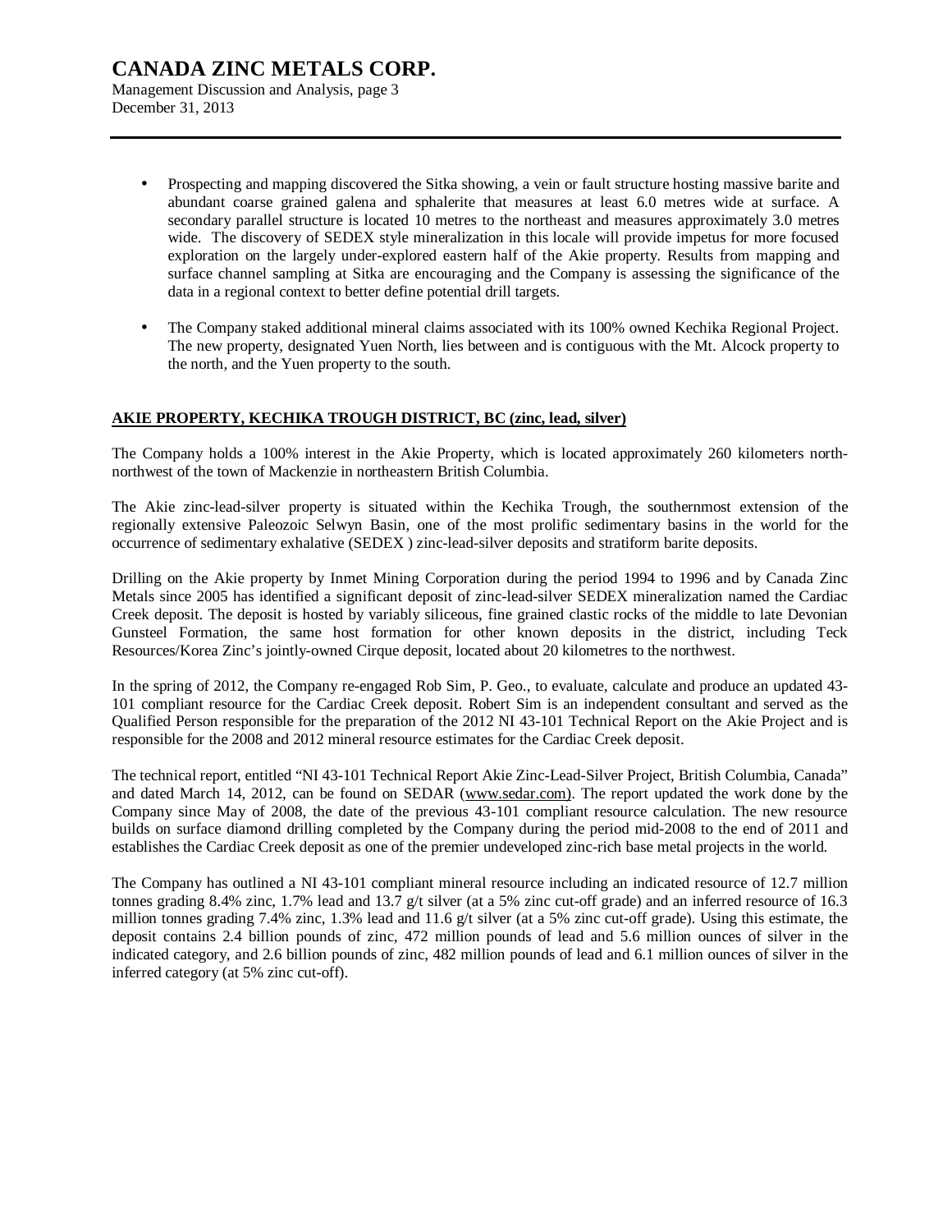- Prospecting and mapping discovered the Sitka showing, a vein or fault structure hosting massive barite and abundant coarse grained galena and sphalerite that measures at least 6.0 metres wide at surface. A secondary parallel structure is located 10 metres to the northeast and measures approximately 3.0 metres wide. The discovery of SEDEX style mineralization in this locale will provide impetus for more focused exploration on the largely under-explored eastern half of the Akie property. Results from mapping and surface channel sampling at Sitka are encouraging and the Company is assessing the significance of the data in a regional context to better define potential drill targets.

- The Company staked additional mineral claims associated with its 100% owned Kechika Regional Project. The new property, designated Yuen North, lies between and is contiguous with the Mt. Alcock property to the north, and the Yuen property to the south.

**AKIE PROPERTY, KECHIKA TROUGH DISTRICT, BC (zinc, lead, silver)**

The Company holds a 100% interest in the Akie Property, which is located approximately 260 kilometers north-northwest of the town of Mackenzie in northeastern British Columbia.

The Akie zinc-lead-silver property is situated within the Kechika Trough, the southernmost extension of the regionally extensive Paleozoic Selwyn Basin, one of the most prolific sedimentary basins in the world for the occurrence of sedimentary exhalative (SEDEX ) zinc-lead-silver deposits and stratiform barite deposits.

Drilling on the Akie property by Inmet Mining Corporation during the period 1994 to 1996 and by Canada Zinc Metals since 2005 has identified a significant deposit of zinc-lead-silver SEDEX mineralization named the Cardiac Creek deposit. The deposit is hosted by variably siliceous, fine grained clastic rocks of the middle to late Devonian Gunsteel Formation, the same host formation for other known deposits in the district, including Teck Resources/Korea Zinc's jointly-owned Cirque deposit, located about 20 kilometres to the northwest.

In the spring of 2012, the Company re-engaged Rob Sim, P. Geo., to evaluate, calculate and produce an updated 43-101 compliant resource for the Cardiac Creek deposit. Robert Sim is an independent consultant and served as the Qualified Person responsible for the preparation of the 2012 NI 43-101 Technical Report on the Akie Project and is responsible for the 2008 and 2012 mineral resource estimates for the Cardiac Creek deposit.

The technical report, entitled "NI 43-101 Technical Report Akie Zinc-Lead-Silver Project, British Columbia, Canada" and dated March 14, 2012, can be found on SEDAR (www.sedar.com). The report updated the work done by the Company since May of 2008, the date of the previous 43-101 compliant resource calculation. The new resource builds on surface diamond drilling completed by the Company during the period mid-2008 to the end of 2011 and establishes the Cardiac Creek deposit as one of the premier undeveloped zinc-rich base metal projects in the world.

The Company has outlined a NI 43-101 compliant mineral resource including an indicated resource of 12.7 million tonnes grading 8.4% zinc, 1.7% lead and 13.7 g/t silver (at a 5% zinc cut-off grade) and an inferred resource of 16.3 million tonnes grading 7.4% zinc, 1.3% lead and 11.6 g/t silver (at a 5% zinc cut-off grade). Using this estimate, the deposit contains 2.4 billion pounds of zinc, 472 million pounds of lead and 5.6 million ounces of silver in the indicated category, and 2.6 billion pounds of zinc, 482 million pounds of lead and 6.1 million ounces of silver in the inferred category (at 5% zinc cut-off).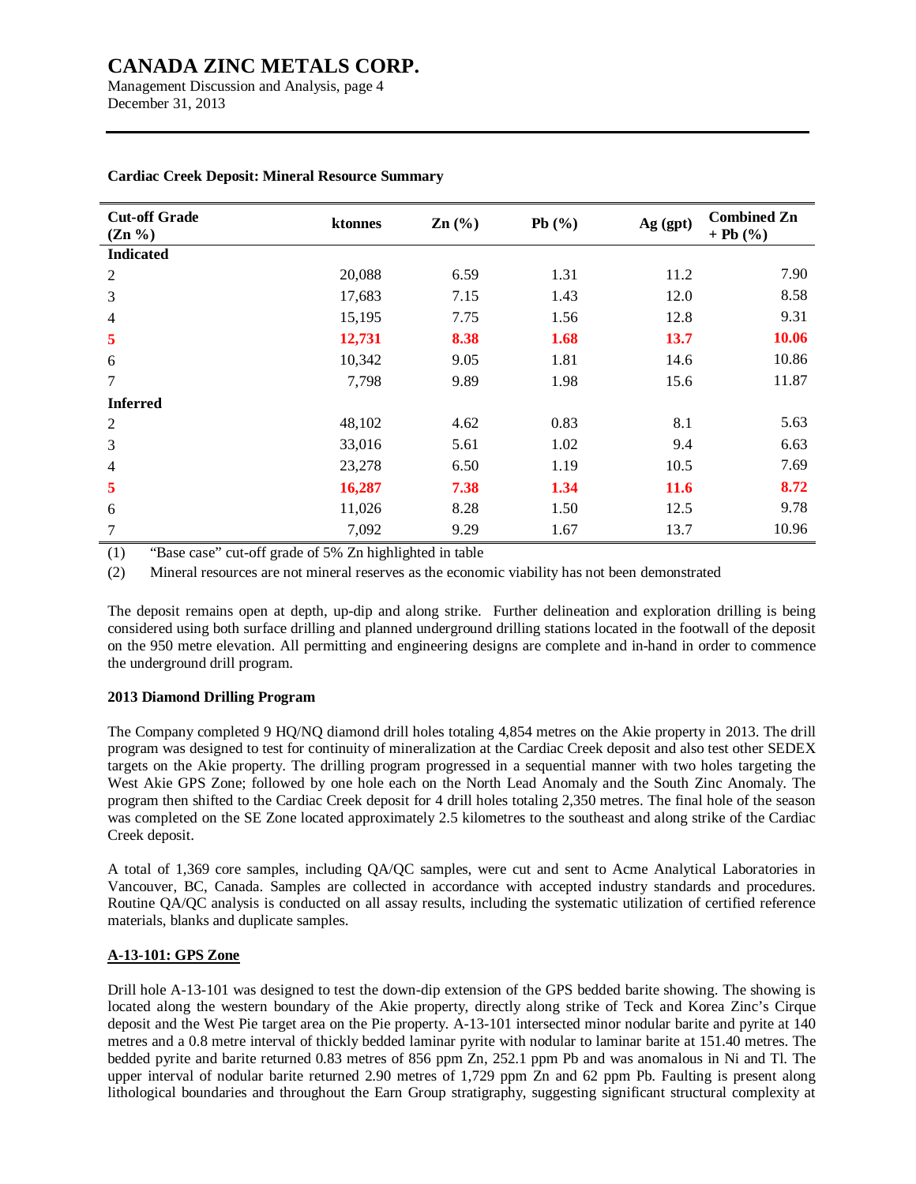**Cardiac Creek Deposit: Mineral Resource Summary**

| Cut-off Grade (Zn %) | ktonnes | Zn (%) | Pb (%) | Ag (gpt) | Combined Zn + Pb (%) |
|---|---|---|---|---|---|
| **Indicated** | | | | | |
| 2 | 20,088 | 6.59 | 1.31 | 11.2 | 7.90 |
| 3 | 17,683 | 7.15 | 1.43 | 12.0 | 8.58 |
| 4 | 15,195 | 7.75 | 1.56 | 12.8 | 9.31 |
| **5** | **12,731** | **8.38** | **1.68** | **13.7** | **10.06** |
| 6 | 10,342 | 9.05 | 1.81 | 14.6 | 10.86 |
| 7 | 7,798 | 9.89 | 1.98 | 15.6 | 11.87 |
| **Inferred** | | | | | |
| 2 | 48,102 | 4.62 | 0.83 | 8.1 | 5.63 |
| 3 | 33,016 | 5.61 | 1.02 | 9.4 | 6.63 |
| 4 | 23,278 | 6.50 | 1.19 | 10.5 | 7.69 |
| **5** | **16,287** | **7.38** | **1.34** | **11.6** | **8.72** |
| 6 | 11,026 | 8.28 | 1.50 | 12.5 | 9.78 |
| 7 | 7,092 | 9.29 | 1.67 | 13.7 | 10.96 |

(1) "Base case" cut-off grade of 5% Zn highlighted in table

(2) Mineral resources are not mineral reserves as the economic viability has not been demonstrated

The deposit remains open at depth, up-dip and along strike. Further delineation and exploration drilling is being considered using both surface drilling and planned underground drilling stations located in the footwall of the deposit on the 950 metre elevation. All permitting and engineering designs are complete and in-hand in order to commence the underground drill program.

**2013 Diamond Drilling Program**

The Company completed 9 HQ/NQ diamond drill holes totaling 4,854 metres on the Akie property in 2013. The drill program was designed to test for continuity of mineralization at the Cardiac Creek deposit and also test other SEDEX targets on the Akie property. The drilling program progressed in a sequential manner with two holes targeting the West Akie GPS Zone; followed by one hole each on the North Lead Anomaly and the South Zinc Anomaly. The program then shifted to the Cardiac Creek deposit for 4 drill holes totaling 2,350 metres. The final hole of the season was completed on the SE Zone located approximately 2.5 kilometres to the southeast and along strike of the Cardiac Creek deposit.

A total of 1,369 core samples, including QA/QC samples, were cut and sent to Acme Analytical Laboratories in Vancouver, BC, Canada. Samples are collected in accordance with accepted industry standards and procedures. Routine QA/QC analysis is conducted on all assay results, including the systematic utilization of certified reference materials, blanks and duplicate samples.

**A-13-101: GPS Zone**

Drill hole A-13-101 was designed to test the down-dip extension of the GPS bedded barite showing. The showing is located along the western boundary of the Akie property, directly along strike of Teck and Korea Zinc's Cirque deposit and the West Pie target area on the Pie property. A-13-101 intersected minor nodular barite and pyrite at 140 metres and a 0.8 metre interval of thickly bedded laminar pyrite with nodular to laminar barite at 151.40 metres. The bedded pyrite and barite returned 0.83 metres of 856 ppm Zn, 252.1 ppm Pb and was anomalous in Ni and Tl. The upper interval of nodular barite returned 2.90 metres of 1,729 ppm Zn and 62 ppm Pb. Faulting is present along lithological boundaries and throughout the Earn Group stratigraphy, suggesting significant structural complexity at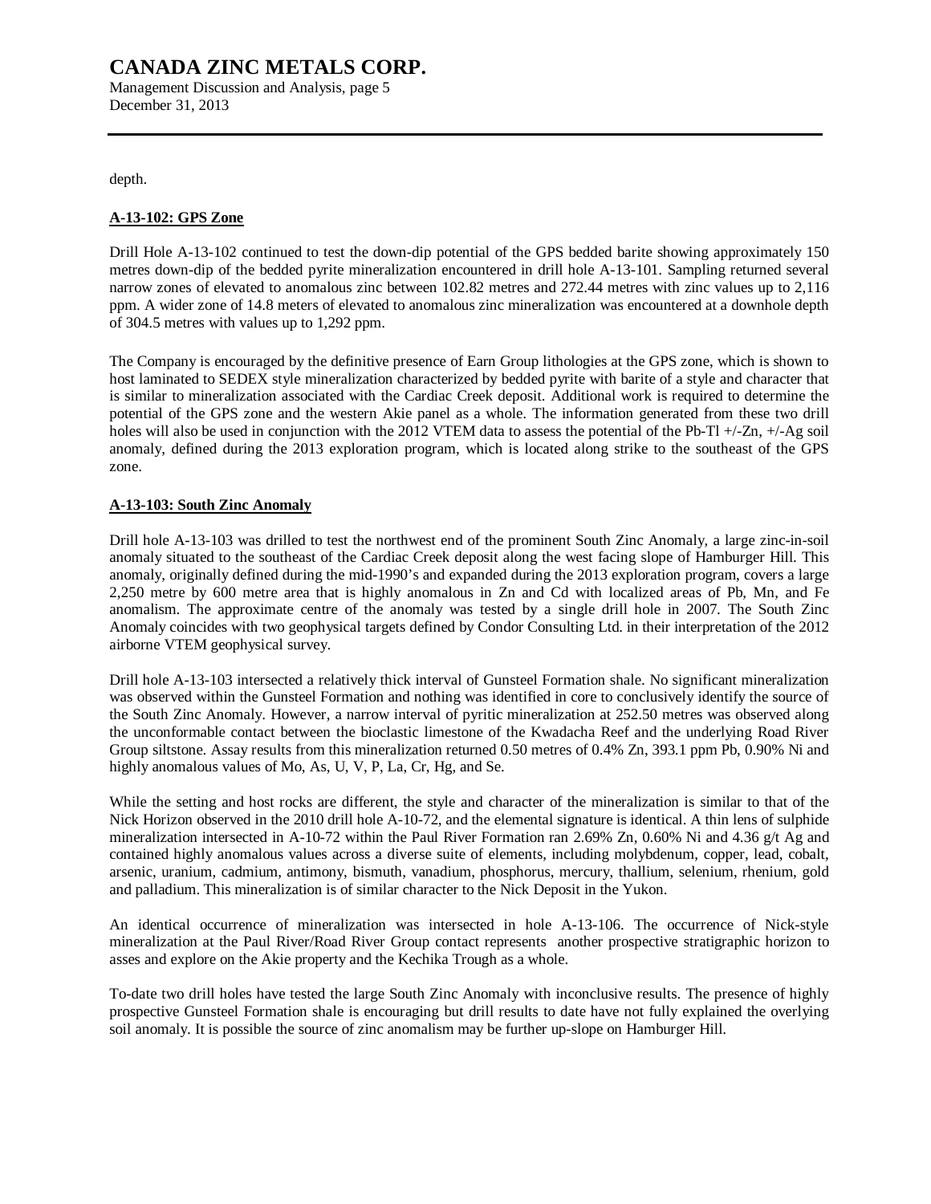depth.

**A-13-102: GPS Zone**

Drill Hole A-13-102 continued to test the down-dip potential of the GPS bedded barite showing approximately 150 metres down-dip of the bedded pyrite mineralization encountered in drill hole A-13-101. Sampling returned several narrow zones of elevated to anomalous zinc between 102.82 metres and 272.44 metres with zinc values up to 2,116 ppm. A wider zone of 14.8 meters of elevated to anomalous zinc mineralization was encountered at a downhole depth of 304.5 metres with values up to 1,292 ppm.

The Company is encouraged by the definitive presence of Earn Group lithologies at the GPS zone, which is shown to host laminated to SEDEX style mineralization characterized by bedded pyrite with barite of a style and character that is similar to mineralization associated with the Cardiac Creek deposit. Additional work is required to determine the potential of the GPS zone and the western Akie panel as a whole. The information generated from these two drill holes will also be used in conjunction with the 2012 VTEM data to assess the potential of the Pb-Tl +/-Zn, +/-Ag soil anomaly, defined during the 2013 exploration program, which is located along strike to the southeast of the GPS zone.

**A-13-103: South Zinc Anomaly**

Drill hole A-13-103 was drilled to test the northwest end of the prominent South Zinc Anomaly, a large zinc-in-soil anomaly situated to the southeast of the Cardiac Creek deposit along the west facing slope of Hamburger Hill. This anomaly, originally defined during the mid-1990's and expanded during the 2013 exploration program, covers a large 2,250 metre by 600 metre area that is highly anomalous in Zn and Cd with localized areas of Pb, Mn, and Fe anomalism. The approximate centre of the anomaly was tested by a single drill hole in 2007. The South Zinc Anomaly coincides with two geophysical targets defined by Condor Consulting Ltd. in their interpretation of the 2012 airborne VTEM geophysical survey.

Drill hole A-13-103 intersected a relatively thick interval of Gunsteel Formation shale. No significant mineralization was observed within the Gunsteel Formation and nothing was identified in core to conclusively identify the source of the South Zinc Anomaly. However, a narrow interval of pyritic mineralization at 252.50 metres was observed along the unconformable contact between the bioclastic limestone of the Kwadacha Reef and the underlying Road River Group siltstone. Assay results from this mineralization returned 0.50 metres of 0.4% Zn, 393.1 ppm Pb, 0.90% Ni and highly anomalous values of Mo, As, U, V, P, La, Cr, Hg, and Se.

While the setting and host rocks are different, the style and character of the mineralization is similar to that of the Nick Horizon observed in the 2010 drill hole A-10-72, and the elemental signature is identical. A thin lens of sulphide mineralization intersected in A-10-72 within the Paul River Formation ran 2.69% Zn, 0.60% Ni and 4.36 g/t Ag and contained highly anomalous values across a diverse suite of elements, including molybdenum, copper, lead, cobalt, arsenic, uranium, cadmium, antimony, bismuth, vanadium, phosphorus, mercury, thallium, selenium, rhenium, gold and palladium. This mineralization is of similar character to the Nick Deposit in the Yukon.

An identical occurrence of mineralization was intersected in hole A-13-106. The occurrence of Nick-style mineralization at the Paul River/Road River Group contact represents another prospective stratigraphic horizon to asses and explore on the Akie property and the Kechika Trough as a whole.

To-date two drill holes have tested the large South Zinc Anomaly with inconclusive results. The presence of highly prospective Gunsteel Formation shale is encouraging but drill results to date have not fully explained the overlying soil anomaly. It is possible the source of zinc anomalism may be further up-slope on Hamburger Hill.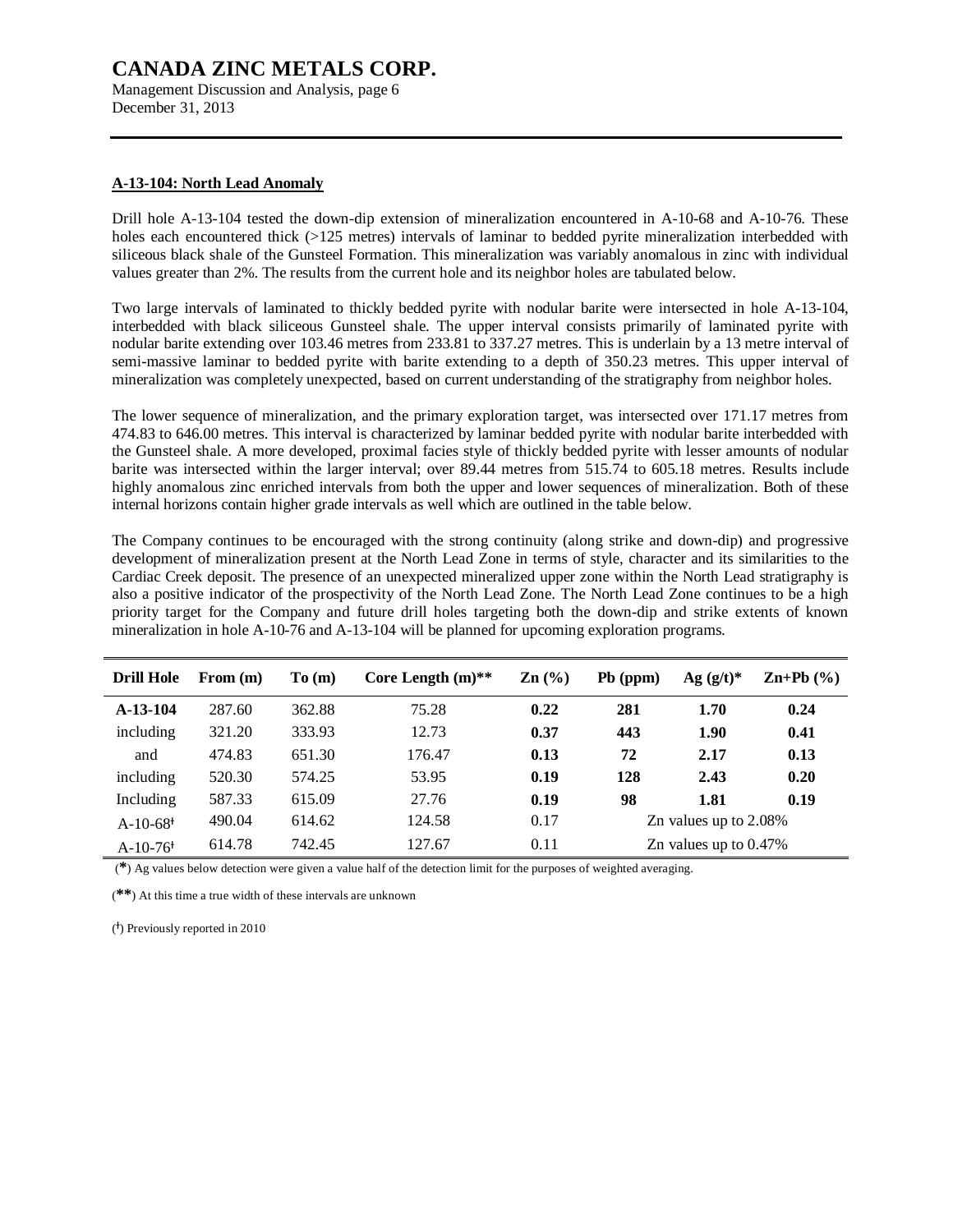**A-13-104: North Lead Anomaly**

Drill hole A-13-104 tested the down-dip extension of mineralization encountered in A-10-68 and A-10-76. These holes each encountered thick (>125 metres) intervals of laminar to bedded pyrite mineralization interbedded with siliceous black shale of the Gunsteel Formation. This mineralization was variably anomalous in zinc with individual values greater than 2%. The results from the current hole and its neighbor holes are tabulated below.

Two large intervals of laminated to thickly bedded pyrite with nodular barite were intersected in hole A-13-104, interbedded with black siliceous Gunsteel shale. The upper interval consists primarily of laminated pyrite with nodular barite extending over 103.46 metres from 233.81 to 337.27 metres. This is underlain by a 13 metre interval of semi-massive laminar to bedded pyrite with barite extending to a depth of 350.23 metres. This upper interval of mineralization was completely unexpected, based on current understanding of the stratigraphy from neighbor holes.

The lower sequence of mineralization, and the primary exploration target, was intersected over 171.17 metres from 474.83 to 646.00 metres. This interval is characterized by laminar bedded pyrite with nodular barite interbedded with the Gunsteel shale. A more developed, proximal facies style of thickly bedded pyrite with lesser amounts of nodular barite was intersected within the larger interval; over 89.44 metres from 515.74 to 605.18 metres. Results include highly anomalous zinc enriched intervals from both the upper and lower sequences of mineralization. Both of these internal horizons contain higher grade intervals as well which are outlined in the table below.

The Company continues to be encouraged with the strong continuity (along strike and down-dip) and progressive development of mineralization present at the North Lead Zone in terms of style, character and its similarities to the Cardiac Creek deposit. The presence of an unexpected mineralized upper zone within the North Lead stratigraphy is also a positive indicator of the prospectivity of the North Lead Zone. The North Lead Zone continues to be a high priority target for the Company and future drill holes targeting both the down-dip and strike extents of known mineralization in hole A-10-76 and A-13-104 will be planned for upcoming exploration programs.

| Drill Hole | From (m) | To (m) | Core Length (m)** | Zn (%) | Pb (ppm) | Ag (g/t)* | Zn+Pb (%) |
|---|---|---|---|---|---|---|---|
| **A-13-104** | 287.60 | 362.88 | 75.28 | **0.22** | **281** | **1.70** | **0.24** |
| including | 321.20 | 333.93 | 12.73 | **0.37** | **443** | **1.90** | **0.41** |
| and | 474.83 | 651.30 | 176.47 | **0.13** | **72** | **2.17** | **0.13** |
| including | 520.30 | 574.25 | 53.95 | **0.19** | **128** | **2.43** | **0.20** |
| Including | 587.33 | 615.09 | 27.76 | **0.19** | **98** | **1.81** | **0.19** |
| A-10-68ᵻ | 490.04 | 614.62 | 124.58 | 0.17 | Zn values up to 2.08% | | |
| A-10-76ᵻ | 614.78 | 742.45 | 127.67 | 0.11 | Zn values up to 0.47% | | |

(*) Ag values below detection were given a value half of the detection limit for the purposes of weighted averaging.

(**) At this time a true width of these intervals are unknown

(ᵻ) Previously reported in 2010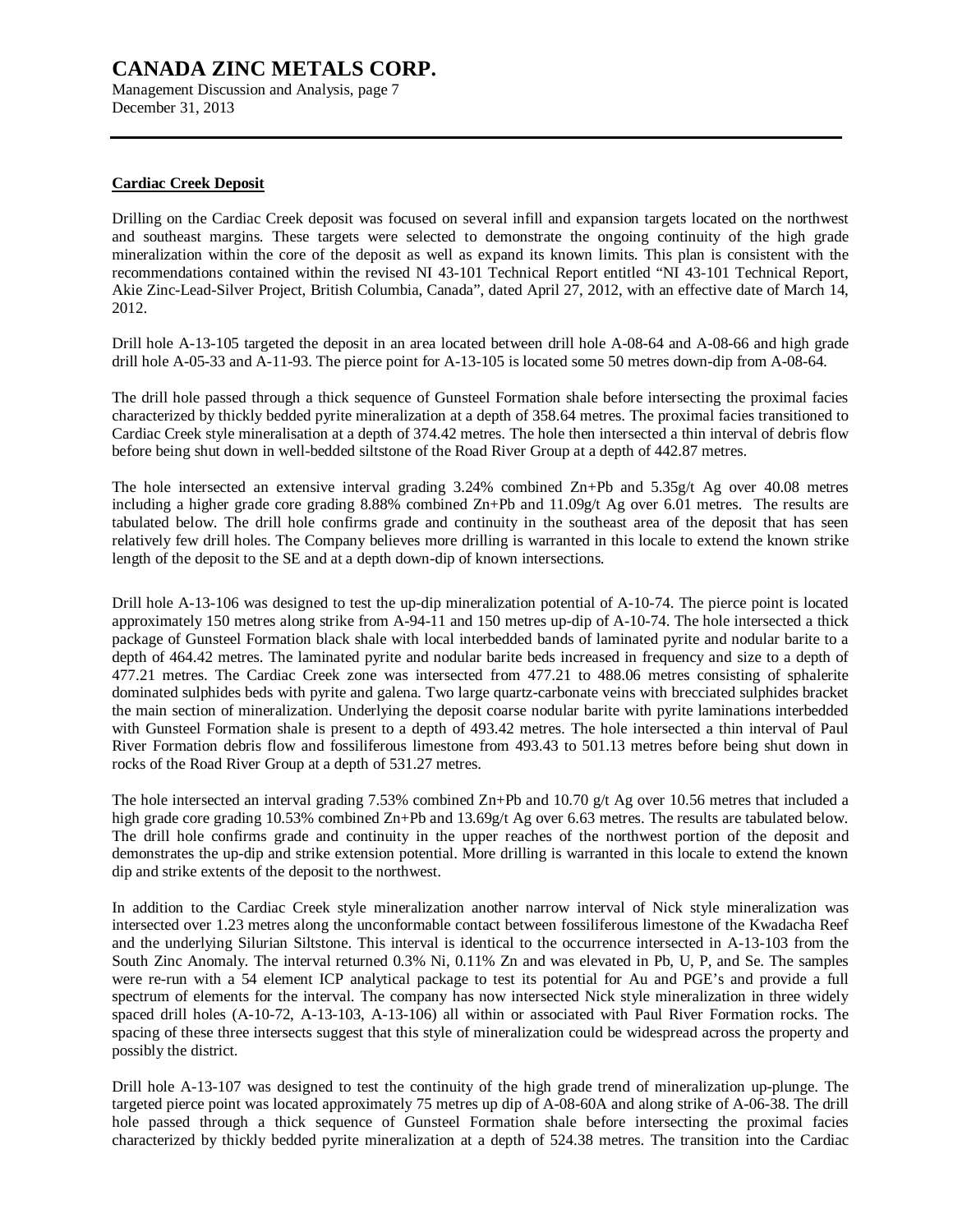**Cardiac Creek Deposit**

Drilling on the Cardiac Creek deposit was focused on several infill and expansion targets located on the northwest and southeast margins. These targets were selected to demonstrate the ongoing continuity of the high grade mineralization within the core of the deposit as well as expand its known limits. This plan is consistent with the recommendations contained within the revised NI 43-101 Technical Report entitled "NI 43-101 Technical Report, Akie Zinc-Lead-Silver Project, British Columbia, Canada", dated April 27, 2012, with an effective date of March 14, 2012.

Drill hole A-13-105 targeted the deposit in an area located between drill hole A-08-64 and A-08-66 and high grade drill hole A-05-33 and A-11-93. The pierce point for A-13-105 is located some 50 metres down-dip from A-08-64.

The drill hole passed through a thick sequence of Gunsteel Formation shale before intersecting the proximal facies characterized by thickly bedded pyrite mineralization at a depth of 358.64 metres. The proximal facies transitioned to Cardiac Creek style mineralisation at a depth of 374.42 metres. The hole then intersected a thin interval of debris flow before being shut down in well-bedded siltstone of the Road River Group at a depth of 442.87 metres.

The hole intersected an extensive interval grading 3.24% combined Zn+Pb and 5.35g/t Ag over 40.08 metres including a higher grade core grading 8.88% combined Zn+Pb and 11.09g/t Ag over 6.01 metres. The results are tabulated below. The drill hole confirms grade and continuity in the southeast area of the deposit that has seen relatively few drill holes. The Company believes more drilling is warranted in this locale to extend the known strike length of the deposit to the SE and at a depth down-dip of known intersections.

Drill hole A-13-106 was designed to test the up-dip mineralization potential of A-10-74. The pierce point is located approximately 150 metres along strike from A-94-11 and 150 metres up-dip of A-10-74. The hole intersected a thick package of Gunsteel Formation black shale with local interbedded bands of laminated pyrite and nodular barite to a depth of 464.42 metres. The laminated pyrite and nodular barite beds increased in frequency and size to a depth of 477.21 metres. The Cardiac Creek zone was intersected from 477.21 to 488.06 metres consisting of sphalerite dominated sulphides beds with pyrite and galena. Two large quartz-carbonate veins with brecciated sulphides bracket the main section of mineralization. Underlying the deposit coarse nodular barite with pyrite laminations interbedded with Gunsteel Formation shale is present to a depth of 493.42 metres. The hole intersected a thin interval of Paul River Formation debris flow and fossiliferous limestone from 493.43 to 501.13 metres before being shut down in rocks of the Road River Group at a depth of 531.27 metres.

The hole intersected an interval grading 7.53% combined Zn+Pb and 10.70 g/t Ag over 10.56 metres that included a high grade core grading 10.53% combined Zn+Pb and 13.69g/t Ag over 6.63 metres. The results are tabulated below. The drill hole confirms grade and continuity in the upper reaches of the northwest portion of the deposit and demonstrates the up-dip and strike extension potential. More drilling is warranted in this locale to extend the known dip and strike extents of the deposit to the northwest.

In addition to the Cardiac Creek style mineralization another narrow interval of Nick style mineralization was intersected over 1.23 metres along the unconformable contact between fossiliferous limestone of the Kwadacha Reef and the underlying Silurian Siltstone. This interval is identical to the occurrence intersected in A-13-103 from the South Zinc Anomaly. The interval returned 0.3% Ni, 0.11% Zn and was elevated in Pb, U, P, and Se. The samples were re-run with a 54 element ICP analytical package to test its potential for Au and PGE's and provide a full spectrum of elements for the interval. The company has now intersected Nick style mineralization in three widely spaced drill holes (A-10-72, A-13-103, A-13-106) all within or associated with Paul River Formation rocks. The spacing of these three intersects suggest that this style of mineralization could be widespread across the property and possibly the district.

Drill hole A-13-107 was designed to test the continuity of the high grade trend of mineralization up-plunge. The targeted pierce point was located approximately 75 metres up dip of A-08-60A and along strike of A-06-38. The drill hole passed through a thick sequence of Gunsteel Formation shale before intersecting the proximal facies characterized by thickly bedded pyrite mineralization at a depth of 524.38 metres. The transition into the Cardiac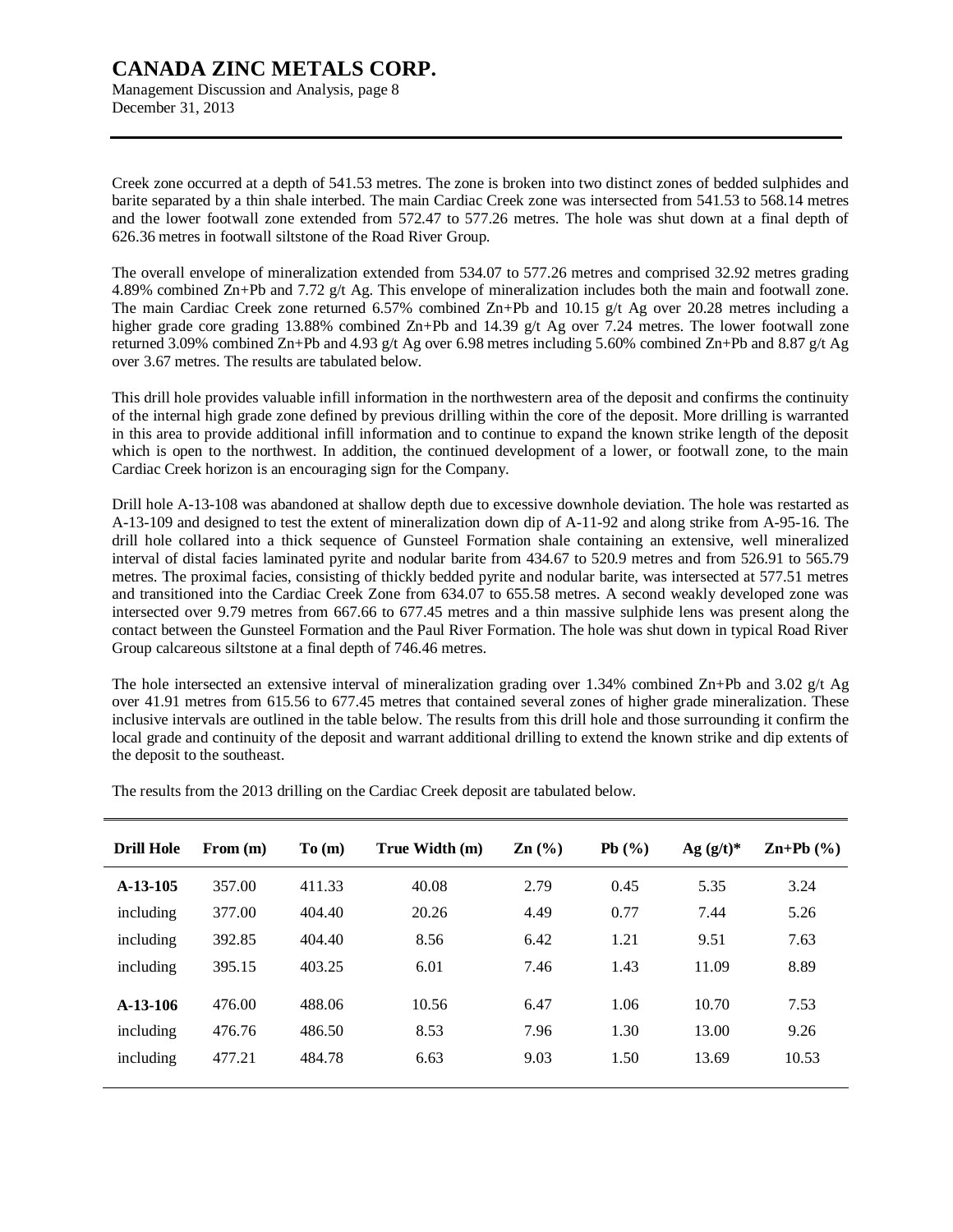Creek zone occurred at a depth of 541.53 metres. The zone is broken into two distinct zones of bedded sulphides and barite separated by a thin shale interbed. The main Cardiac Creek zone was intersected from 541.53 to 568.14 metres and the lower footwall zone extended from 572.47 to 577.26 metres. The hole was shut down at a final depth of 626.36 metres in footwall siltstone of the Road River Group.

The overall envelope of mineralization extended from 534.07 to 577.26 metres and comprised 32.92 metres grading 4.89% combined Zn+Pb and 7.72 g/t Ag. This envelope of mineralization includes both the main and footwall zone. The main Cardiac Creek zone returned 6.57% combined Zn+Pb and 10.15 g/t Ag over 20.28 metres including a higher grade core grading 13.88% combined Zn+Pb and 14.39 g/t Ag over 7.24 metres. The lower footwall zone returned 3.09% combined Zn+Pb and 4.93 g/t Ag over 6.98 metres including 5.60% combined Zn+Pb and 8.87 g/t Ag over 3.67 metres. The results are tabulated below.

This drill hole provides valuable infill information in the northwestern area of the deposit and confirms the continuity of the internal high grade zone defined by previous drilling within the core of the deposit. More drilling is warranted in this area to provide additional infill information and to continue to expand the known strike length of the deposit which is open to the northwest. In addition, the continued development of a lower, or footwall zone, to the main Cardiac Creek horizon is an encouraging sign for the Company.

Drill hole A-13-108 was abandoned at shallow depth due to excessive downhole deviation. The hole was restarted as A-13-109 and designed to test the extent of mineralization down dip of A-11-92 and along strike from A-95-16. The drill hole collared into a thick sequence of Gunsteel Formation shale containing an extensive, well mineralized interval of distal facies laminated pyrite and nodular barite from 434.67 to 520.9 metres and from 526.91 to 565.79 metres. The proximal facies, consisting of thickly bedded pyrite and nodular barite, was intersected at 577.51 metres and transitioned into the Cardiac Creek Zone from 634.07 to 655.58 metres. A second weakly developed zone was intersected over 9.79 metres from 667.66 to 677.45 metres and a thin massive sulphide lens was present along the contact between the Gunsteel Formation and the Paul River Formation. The hole was shut down in typical Road River Group calcareous siltstone at a final depth of 746.46 metres.

The hole intersected an extensive interval of mineralization grading over 1.34% combined Zn+Pb and 3.02 g/t Ag over 41.91 metres from 615.56 to 677.45 metres that contained several zones of higher grade mineralization. These inclusive intervals are outlined in the table below. The results from this drill hole and those surrounding it confirm the local grade and continuity of the deposit and warrant additional drilling to extend the known strike and dip extents of the deposit to the southeast.

The results from the 2013 drilling on the Cardiac Creek deposit are tabulated below.

| Drill Hole | From (m) | To (m) | True Width (m) | Zn (%) | Pb (%) | Ag (g/t)* | Zn+Pb (%) |
|---|---|---|---|---|---|---|---|
| **A-13-105** | 357.00 | 411.33 | 40.08 | 2.79 | 0.45 | 5.35 | 3.24 |
| including | 377.00 | 404.40 | 20.26 | 4.49 | 0.77 | 7.44 | 5.26 |
| including | 392.85 | 404.40 | 8.56 | 6.42 | 1.21 | 9.51 | 7.63 |
| including | 395.15 | 403.25 | 6.01 | 7.46 | 1.43 | 11.09 | 8.89 |
| **A-13-106** | 476.00 | 488.06 | 10.56 | 6.47 | 1.06 | 10.70 | 7.53 |
| including | 476.76 | 486.50 | 8.53 | 7.96 | 1.30 | 13.00 | 9.26 |
| including | 477.21 | 484.78 | 6.63 | 9.03 | 1.50 | 13.69 | 10.53 |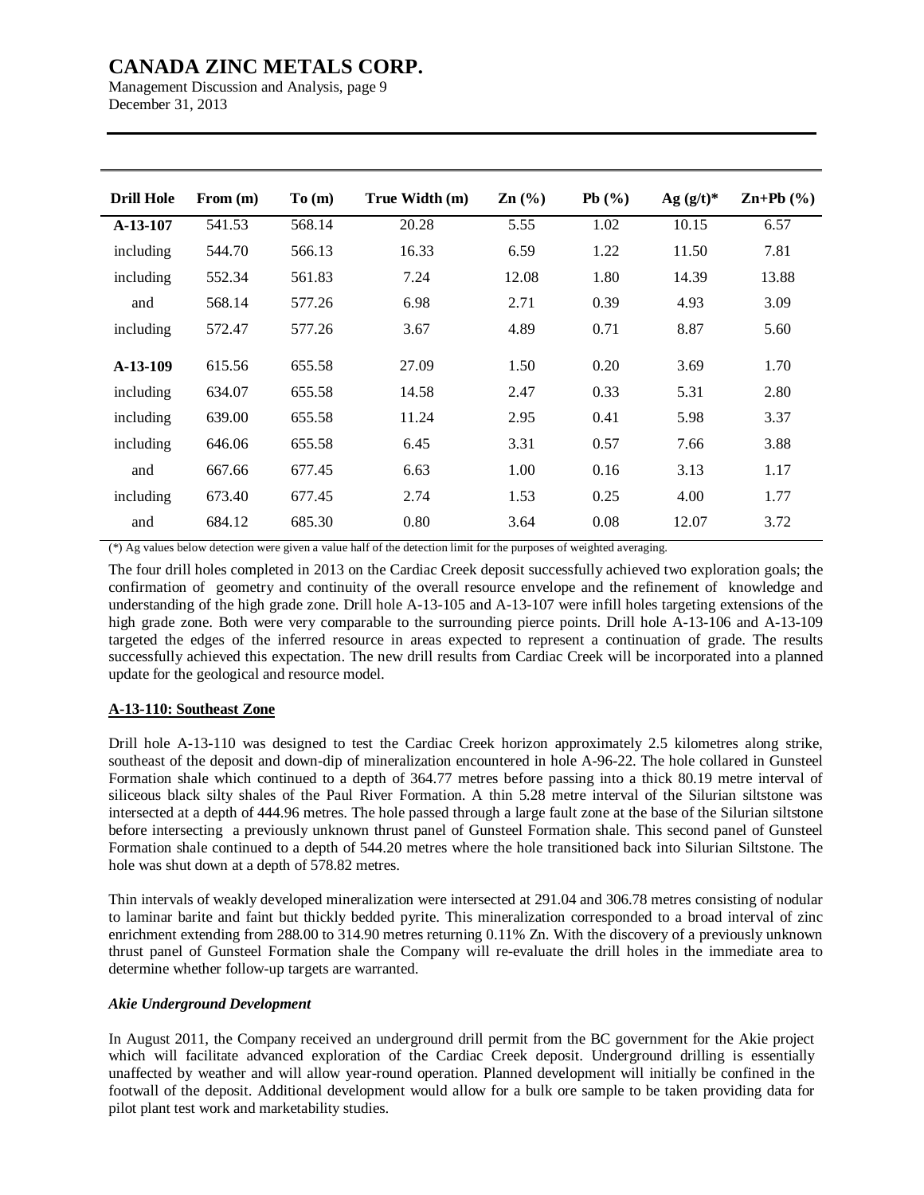| Drill Hole | From (m) | To (m) | True Width (m) | Zn (%) | Pb (%) | Ag (g/t)* | Zn+Pb (%) |
|---|---|---|---|---|---|---|---|
| **A-13-107** | 541.53 | 568.14 | 20.28 | 5.55 | 1.02 | 10.15 | 6.57 |
| including | 544.70 | 566.13 | 16.33 | 6.59 | 1.22 | 11.50 | 7.81 |
| including | 552.34 | 561.83 | 7.24 | 12.08 | 1.80 | 14.39 | 13.88 |
| and | 568.14 | 577.26 | 6.98 | 2.71 | 0.39 | 4.93 | 3.09 |
| including | 572.47 | 577.26 | 3.67 | 4.89 | 0.71 | 8.87 | 5.60 |
| **A-13-109** | 615.56 | 655.58 | 27.09 | 1.50 | 0.20 | 3.69 | 1.70 |
| including | 634.07 | 655.58 | 14.58 | 2.47 | 0.33 | 5.31 | 2.80 |
| including | 639.00 | 655.58 | 11.24 | 2.95 | 0.41 | 5.98 | 3.37 |
| including | 646.06 | 655.58 | 6.45 | 3.31 | 0.57 | 7.66 | 3.88 |
| and | 667.66 | 677.45 | 6.63 | 1.00 | 0.16 | 3.13 | 1.17 |
| including | 673.40 | 677.45 | 2.74 | 1.53 | 0.25 | 4.00 | 1.77 |
| and | 684.12 | 685.30 | 0.80 | 3.64 | 0.08 | 12.07 | 3.72 |

(*) Ag values below detection were given a value half of the detection limit for the purposes of weighted averaging.

The four drill holes completed in 2013 on the Cardiac Creek deposit successfully achieved two exploration goals; the confirmation of geometry and continuity of the overall resource envelope and the refinement of knowledge and understanding of the high grade zone. Drill hole A-13-105 and A-13-107 were infill holes targeting extensions of the high grade zone. Both were very comparable to the surrounding pierce points. Drill hole A-13-106 and A-13-109 targeted the edges of the inferred resource in areas expected to represent a continuation of grade. The results successfully achieved this expectation. The new drill results from Cardiac Creek will be incorporated into a planned update for the geological and resource model.

**A-13-110: Southeast Zone**

Drill hole A-13-110 was designed to test the Cardiac Creek horizon approximately 2.5 kilometres along strike, southeast of the deposit and down-dip of mineralization encountered in hole A-96-22. The hole collared in Gunsteel Formation shale which continued to a depth of 364.77 metres before passing into a thick 80.19 metre interval of siliceous black silty shales of the Paul River Formation. A thin 5.28 metre interval of the Silurian siltstone was intersected at a depth of 444.96 metres. The hole passed through a large fault zone at the base of the Silurian siltstone before intersecting a previously unknown thrust panel of Gunsteel Formation shale. This second panel of Gunsteel Formation shale continued to a depth of 544.20 metres where the hole transitioned back into Silurian Siltstone. The hole was shut down at a depth of 578.82 metres.

Thin intervals of weakly developed mineralization were intersected at 291.04 and 306.78 metres consisting of nodular to laminar barite and faint but thickly bedded pyrite. This mineralization corresponded to a broad interval of zinc enrichment extending from 288.00 to 314.90 metres returning 0.11% Zn. With the discovery of a previously unknown thrust panel of Gunsteel Formation shale the Company will re-evaluate the drill holes in the immediate area to determine whether follow-up targets are warranted.

***Akie Underground Development***

In August 2011, the Company received an underground drill permit from the BC government for the Akie project which will facilitate advanced exploration of the Cardiac Creek deposit. Underground drilling is essentially unaffected by weather and will allow year-round operation. Planned development will initially be confined in the footwall of the deposit. Additional development would allow for a bulk ore sample to be taken providing data for pilot plant test work and marketability studies.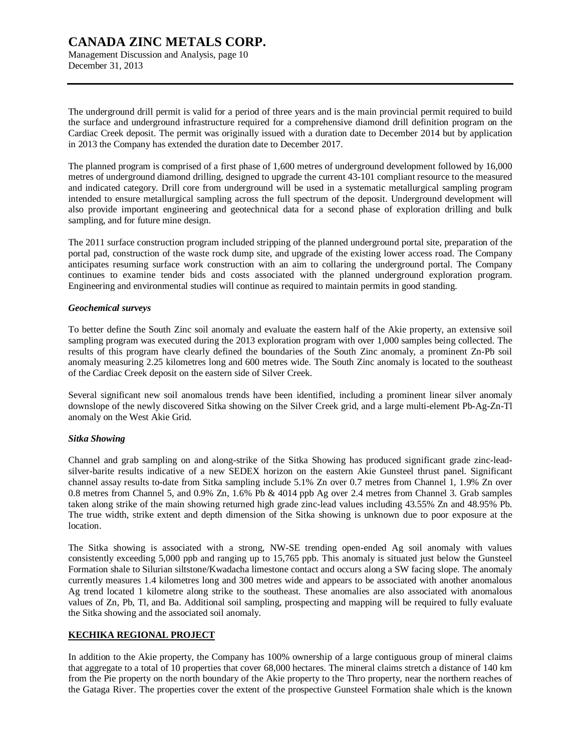The underground drill permit is valid for a period of three years and is the main provincial permit required to build the surface and underground infrastructure required for a comprehensive diamond drill definition program on the Cardiac Creek deposit. The permit was originally issued with a duration date to December 2014 but by application in 2013 the Company has extended the duration date to December 2017.

The planned program is comprised of a first phase of 1,600 metres of underground development followed by 16,000 metres of underground diamond drilling, designed to upgrade the current 43-101 compliant resource to the measured and indicated category. Drill core from underground will be used in a systematic metallurgical sampling program intended to ensure metallurgical sampling across the full spectrum of the deposit. Underground development will also provide important engineering and geotechnical data for a second phase of exploration drilling and bulk sampling, and for future mine design.

The 2011 surface construction program included stripping of the planned underground portal site, preparation of the portal pad, construction of the waste rock dump site, and upgrade of the existing lower access road. The Company anticipates resuming surface work construction with an aim to collaring the underground portal. The Company continues to examine tender bids and costs associated with the planned underground exploration program. Engineering and environmental studies will continue as required to maintain permits in good standing.

***Geochemical surveys***

To better define the South Zinc soil anomaly and evaluate the eastern half of the Akie property, an extensive soil sampling program was executed during the 2013 exploration program with over 1,000 samples being collected. The results of this program have clearly defined the boundaries of the South Zinc anomaly, a prominent Zn-Pb soil anomaly measuring 2.25 kilometres long and 600 metres wide. The South Zinc anomaly is located to the southeast of the Cardiac Creek deposit on the eastern side of Silver Creek.

Several significant new soil anomalous trends have been identified, including a prominent linear silver anomaly downslope of the newly discovered Sitka showing on the Silver Creek grid, and a large multi-element Pb-Ag-Zn-Tl anomaly on the West Akie Grid.

***Sitka Showing***

Channel and grab sampling on and along-strike of the Sitka Showing has produced significant grade zinc-lead-silver-barite results indicative of a new SEDEX horizon on the eastern Akie Gunsteel thrust panel. Significant channel assay results to-date from Sitka sampling include 5.1% Zn over 0.7 metres from Channel 1, 1.9% Zn over 0.8 metres from Channel 5, and 0.9% Zn, 1.6% Pb & 4014 ppb Ag over 2.4 metres from Channel 3. Grab samples taken along strike of the main showing returned high grade zinc-lead values including 43.55% Zn and 48.95% Pb. The true width, strike extent and depth dimension of the Sitka showing is unknown due to poor exposure at the location.

The Sitka showing is associated with a strong, NW-SE trending open-ended Ag soil anomaly with values consistently exceeding 5,000 ppb and ranging up to 15,765 ppb. This anomaly is situated just below the Gunsteel Formation shale to Silurian siltstone/Kwadacha limestone contact and occurs along a SW facing slope. The anomaly currently measures 1.4 kilometres long and 300 metres wide and appears to be associated with another anomalous Ag trend located 1 kilometre along strike to the southeast. These anomalies are also associated with anomalous values of Zn, Pb, Tl, and Ba. Additional soil sampling, prospecting and mapping will be required to fully evaluate the Sitka showing and the associated soil anomaly.

## KECHIKA REGIONAL PROJECT

In addition to the Akie property, the Company has 100% ownership of a large contiguous group of mineral claims that aggregate to a total of 10 properties that cover 68,000 hectares. The mineral claims stretch a distance of 140 km from the Pie property on the north boundary of the Akie property to the Thro property, near the northern reaches of the Gataga River. The properties cover the extent of the prospective Gunsteel Formation shale which is the known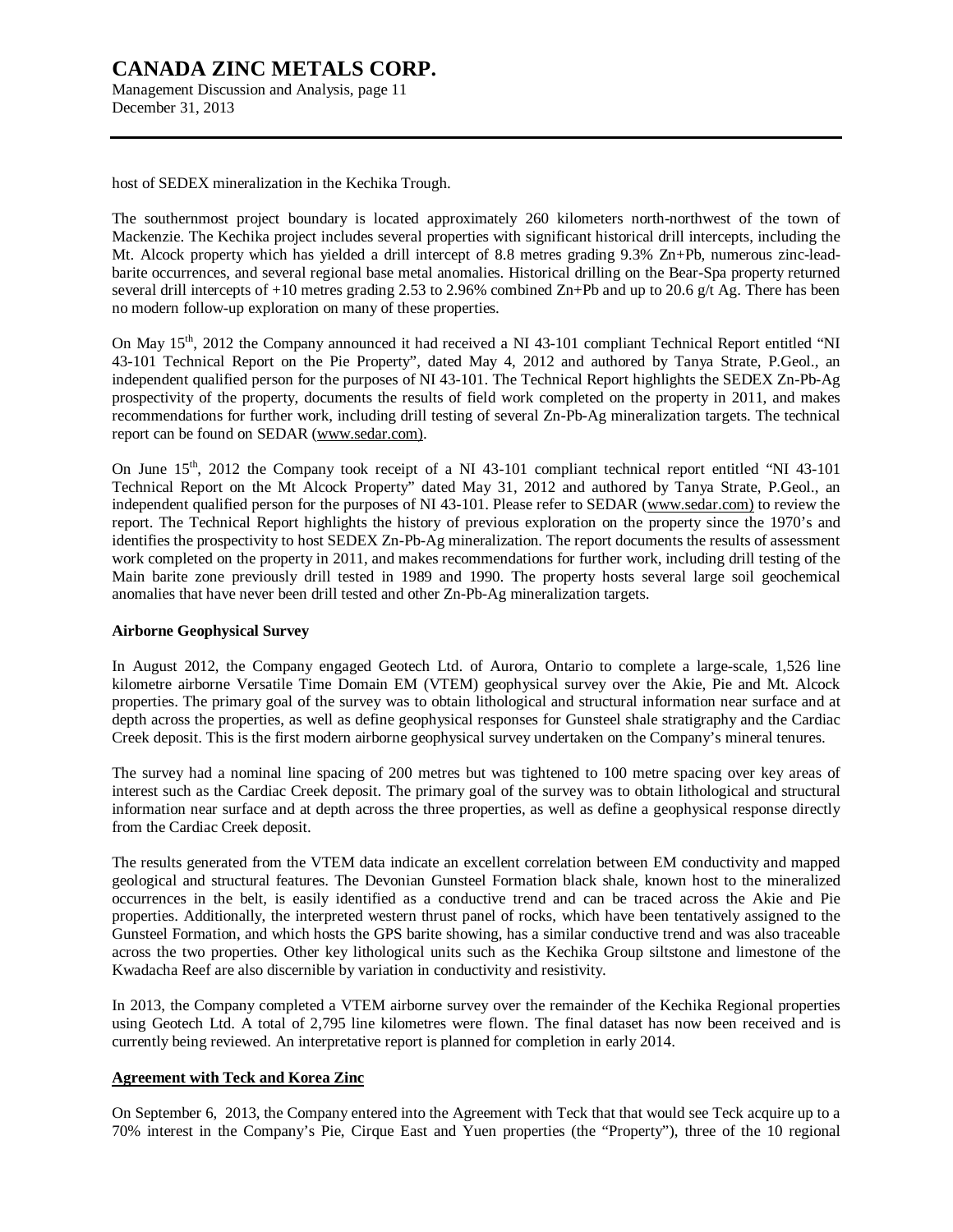host of SEDEX mineralization in the Kechika Trough.

The southernmost project boundary is located approximately 260 kilometers north-northwest of the town of Mackenzie. The Kechika project includes several properties with significant historical drill intercepts, including the Mt. Alcock property which has yielded a drill intercept of 8.8 metres grading 9.3% Zn+Pb, numerous zinc-lead-barite occurrences, and several regional base metal anomalies. Historical drilling on the Bear-Spa property returned several drill intercepts of +10 metres grading 2.53 to 2.96% combined Zn+Pb and up to 20.6 g/t Ag. There has been no modern follow-up exploration on many of these properties.

On May 15th, 2012 the Company announced it had received a NI 43-101 compliant Technical Report entitled "NI 43-101 Technical Report on the Pie Property", dated May 4, 2012 and authored by Tanya Strate, P.Geol., an independent qualified person for the purposes of NI 43-101. The Technical Report highlights the SEDEX Zn-Pb-Ag prospectivity of the property, documents the results of field work completed on the property in 2011, and makes recommendations for further work, including drill testing of several Zn-Pb-Ag mineralization targets. The technical report can be found on SEDAR (www.sedar.com).

On June 15th, 2012 the Company took receipt of a NI 43-101 compliant technical report entitled "NI 43-101 Technical Report on the Mt Alcock Property" dated May 31, 2012 and authored by Tanya Strate, P.Geol., an independent qualified person for the purposes of NI 43-101. Please refer to SEDAR (www.sedar.com) to review the report. The Technical Report highlights the history of previous exploration on the property since the 1970's and identifies the prospectivity to host SEDEX Zn-Pb-Ag mineralization. The report documents the results of assessment work completed on the property in 2011, and makes recommendations for further work, including drill testing of the Main barite zone previously drill tested in 1989 and 1990. The property hosts several large soil geochemical anomalies that have never been drill tested and other Zn-Pb-Ag mineralization targets.

**Airborne Geophysical Survey**

In August 2012, the Company engaged Geotech Ltd. of Aurora, Ontario to complete a large-scale, 1,526 line kilometre airborne Versatile Time Domain EM (VTEM) geophysical survey over the Akie, Pie and Mt. Alcock properties. The primary goal of the survey was to obtain lithological and structural information near surface and at depth across the properties, as well as define geophysical responses for Gunsteel shale stratigraphy and the Cardiac Creek deposit. This is the first modern airborne geophysical survey undertaken on the Company's mineral tenures.

The survey had a nominal line spacing of 200 metres but was tightened to 100 metre spacing over key areas of interest such as the Cardiac Creek deposit. The primary goal of the survey was to obtain lithological and structural information near surface and at depth across the three properties, as well as define a geophysical response directly from the Cardiac Creek deposit.

The results generated from the VTEM data indicate an excellent correlation between EM conductivity and mapped geological and structural features. The Devonian Gunsteel Formation black shale, known host to the mineralized occurrences in the belt, is easily identified as a conductive trend and can be traced across the Akie and Pie properties. Additionally, the interpreted western thrust panel of rocks, which have been tentatively assigned to the Gunsteel Formation, and which hosts the GPS barite showing, has a similar conductive trend and was also traceable across the two properties. Other key lithological units such as the Kechika Group siltstone and limestone of the Kwadacha Reef are also discernible by variation in conductivity and resistivity.

In 2013, the Company completed a VTEM airborne survey over the remainder of the Kechika Regional properties using Geotech Ltd. A total of 2,795 line kilometres were flown. The final dataset has now been received and is currently being reviewed. An interpretative report is planned for completion in early 2014.

**Agreement with Teck and Korea Zinc**

On September 6, 2013, the Company entered into the Agreement with Teck that that would see Teck acquire up to a 70% interest in the Company's Pie, Cirque East and Yuen properties (the "Property"), three of the 10 regional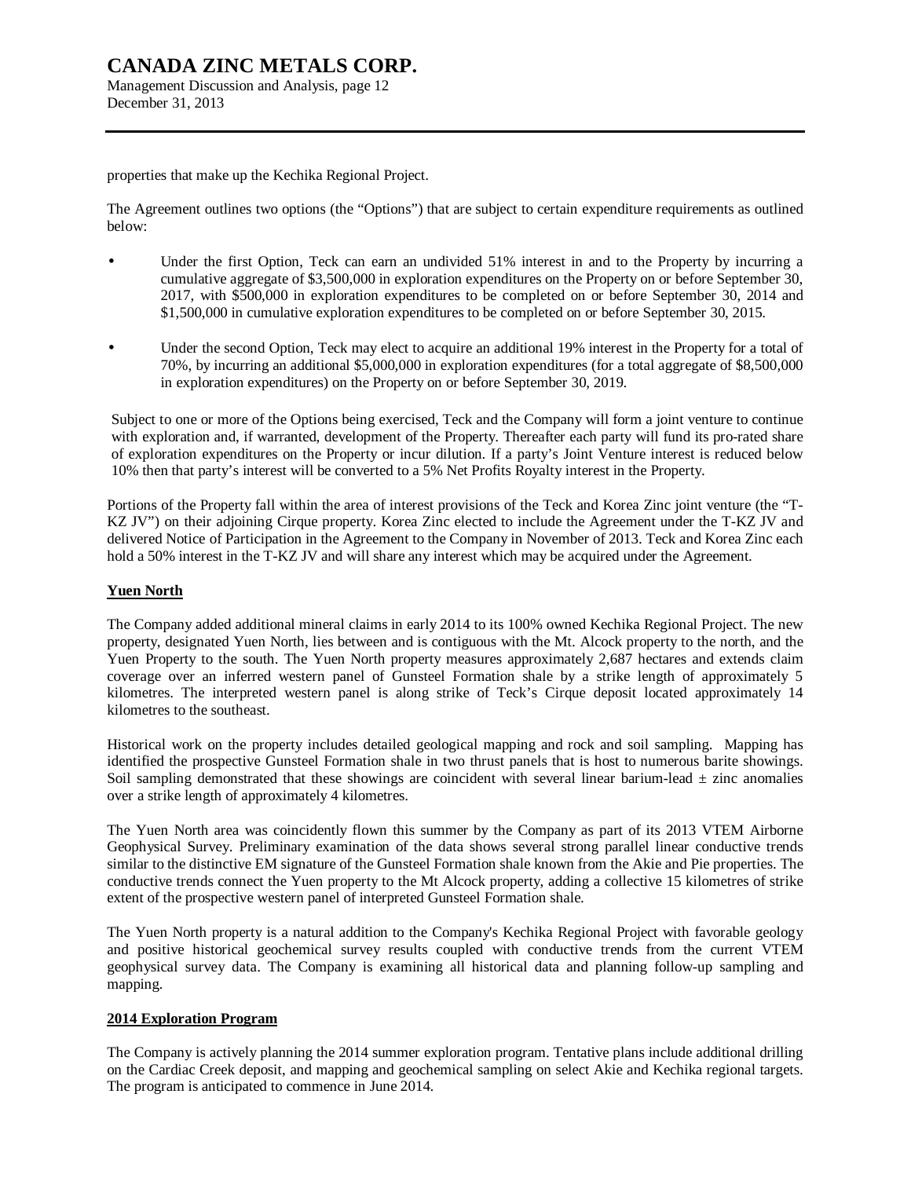properties that make up the Kechika Regional Project.

The Agreement outlines two options (the "Options") that are subject to certain expenditure requirements as outlined below:

- Under the first Option, Teck can earn an undivided 51% interest in and to the Property by incurring a cumulative aggregate of $3,500,000 in exploration expenditures on the Property on or before September 30, 2017, with $500,000 in exploration expenditures to be completed on or before September 30, 2014 and $1,500,000 in cumulative exploration expenditures to be completed on or before September 30, 2015.

- Under the second Option, Teck may elect to acquire an additional 19% interest in the Property for a total of 70%, by incurring an additional $5,000,000 in exploration expenditures (for a total aggregate of $8,500,000 in exploration expenditures) on the Property on or before September 30, 2019.

Subject to one or more of the Options being exercised, Teck and the Company will form a joint venture to continue with exploration and, if warranted, development of the Property. Thereafter each party will fund its pro-rated share of exploration expenditures on the Property or incur dilution. If a party's Joint Venture interest is reduced below 10% then that party's interest will be converted to a 5% Net Profits Royalty interest in the Property.

Portions of the Property fall within the area of interest provisions of the Teck and Korea Zinc joint venture (the "T-KZ JV") on their adjoining Cirque property. Korea Zinc elected to include the Agreement under the T-KZ JV and delivered Notice of Participation in the Agreement to the Company in November of 2013. Teck and Korea Zinc each hold a 50% interest in the T-KZ JV and will share any interest which may be acquired under the Agreement.

## Yuen North

The Company added additional mineral claims in early 2014 to its 100% owned Kechika Regional Project. The new property, designated Yuen North, lies between and is contiguous with the Mt. Alcock property to the north, and the Yuen Property to the south. The Yuen North property measures approximately 2,687 hectares and extends claim coverage over an inferred western panel of Gunsteel Formation shale by a strike length of approximately 5 kilometres. The interpreted western panel is along strike of Teck's Cirque deposit located approximately 14 kilometres to the southeast.

Historical work on the property includes detailed geological mapping and rock and soil sampling. Mapping has identified the prospective Gunsteel Formation shale in two thrust panels that is host to numerous barite showings. Soil sampling demonstrated that these showings are coincident with several linear barium-lead ± zinc anomalies over a strike length of approximately 4 kilometres.

The Yuen North area was coincidently flown this summer by the Company as part of its 2013 VTEM Airborne Geophysical Survey. Preliminary examination of the data shows several strong parallel linear conductive trends similar to the distinctive EM signature of the Gunsteel Formation shale known from the Akie and Pie properties. The conductive trends connect the Yuen property to the Mt Alcock property, adding a collective 15 kilometres of strike extent of the prospective western panel of interpreted Gunsteel Formation shale.

The Yuen North property is a natural addition to the Company's Kechika Regional Project with favorable geology and positive historical geochemical survey results coupled with conductive trends from the current VTEM geophysical survey data. The Company is examining all historical data and planning follow-up sampling and mapping.

## 2014 Exploration Program

The Company is actively planning the 2014 summer exploration program. Tentative plans include additional drilling on the Cardiac Creek deposit, and mapping and geochemical sampling on select Akie and Kechika regional targets. The program is anticipated to commence in June 2014.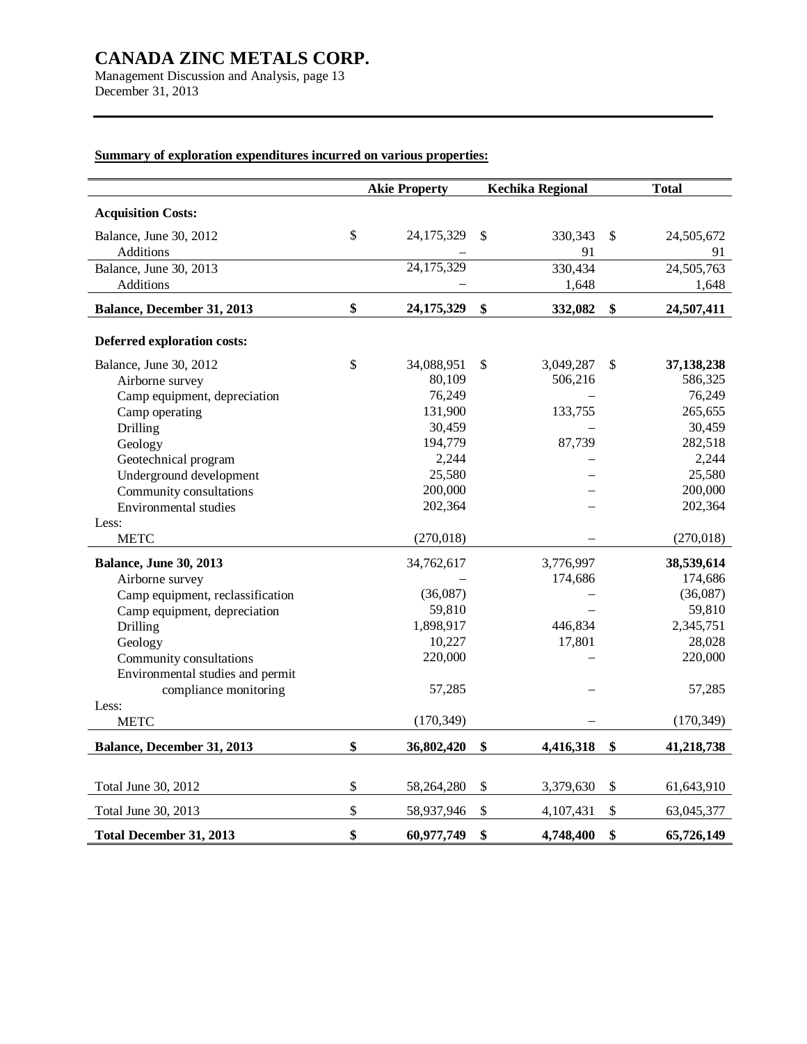**Summary of exploration expenditures incurred on various properties:**

| | Akie Property | Kechika Regional | Total |
|---|---|---|---|
| **Acquisition Costs:** | | | |
| Balance, June 30, 2012 | $ 24,175,329 | $ 330,343 | $ 24,505,672 |
| Additions | – | 91 | 91 |
| Balance, June 30, 2013 | 24,175,329 | 330,434 | 24,505,763 |
| Additions | – | 1,648 | 1,648 |
| **Balance, December 31, 2013** | **$ 24,175,329** | **$ 332,082** | **$ 24,507,411** |
| **Deferred exploration costs:** | | | |
| Balance, June 30, 2012 | $ 34,088,951 | $ 3,049,287 | $ **37,138,238** |
| Airborne survey | 80,109 | 506,216 | 586,325 |
| Camp equipment, depreciation | 76,249 | – | 76,249 |
| Camp operating | 131,900 | 133,755 | 265,655 |
| Drilling | 30,459 | – | 30,459 |
| Geology | 194,779 | 87,739 | 282,518 |
| Geotechnical program | 2,244 | – | 2,244 |
| Underground development | 25,580 | – | 25,580 |
| Community consultations | 200,000 | – | 200,000 |
| Environmental studies | 202,364 | – | 202,364 |
| Less: | | | |
| METC | (270,018) | – | (270,018) |
| **Balance, June 30, 2013** | 34,762,617 | 3,776,997 | **38,539,614** |
| Airborne survey | – | 174,686 | 174,686 |
| Camp equipment, reclassification | (36,087) | – | (36,087) |
| Camp equipment, depreciation | 59,810 | – | 59,810 |
| Drilling | 1,898,917 | 446,834 | 2,345,751 |
| Geology | 10,227 | 17,801 | 28,028 |
| Community consultations | 220,000 | – | 220,000 |
| Environmental studies and permit compliance monitoring | 57,285 | – | 57,285 |
| Less: | | | |
| METC | (170,349) | – | (170,349) |
| **Balance, December 31, 2013** | **$ 36,802,420** | **$ 4,416,318** | **$ 41,218,738** |
| Total June 30, 2012 | $ 58,264,280 | $ 3,379,630 | $ 61,643,910 |
| Total June 30, 2013 | $ 58,937,946 | $ 4,107,431 | $ 63,045,377 |
| **Total December 31, 2013** | **$ 60,977,749** | **$ 4,748,400** | **$ 65,726,149** |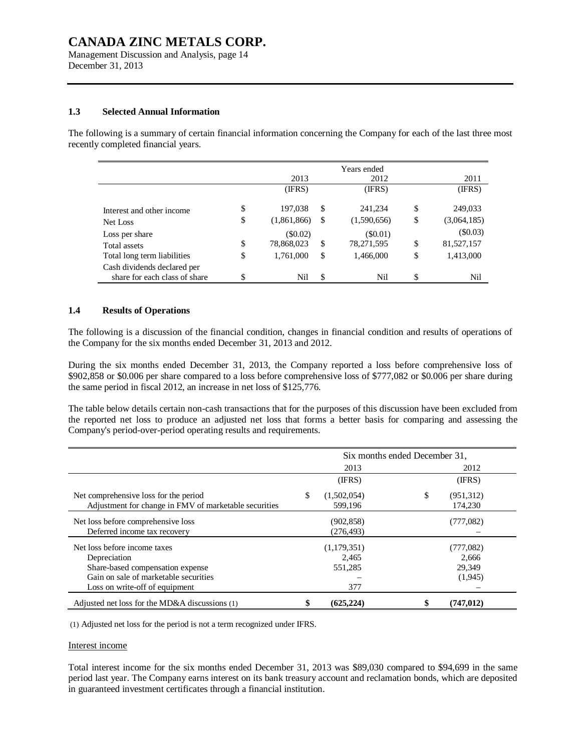## 1.3 Selected Annual Information

The following is a summary of certain financial information concerning the Company for each of the last three most recently completed financial years.

| | Years ended | | |
|---|---|---|---|
| | 2013 | 2012 | 2011 |
| | (IFRS) | (IFRS) | (IFRS) |
| Interest and other income | $ 197,038 | $ 241,234 | $ 249,033 |
| Net Loss | $ (1,861,866) | $ (1,590,656) | $ (3,064,185) |
| Loss per share | ($0.02) | ($0.01) | ($0.03) |
| Total assets | $ 78,868,023 | $ 78,271,595 | $ 81,527,157 |
| Total long term liabilities | $ 1,761,000 | $ 1,466,000 | $ 1,413,000 |
| Cash dividends declared per share for each class of share | $ Nil | $ Nil | $ Nil |

## 1.4 Results of Operations

The following is a discussion of the financial condition, changes in financial condition and results of operations of the Company for the six months ended December 31, 2013 and 2012.

During the six months ended December 31, 2013, the Company reported a loss before comprehensive loss of $902,858 or $0.006 per share compared to a loss before comprehensive loss of $777,082 or $0.006 per share during the same period in fiscal 2012, an increase in net loss of $125,776.

The table below details certain non-cash transactions that for the purposes of this discussion have been excluded from the reported net loss to produce an adjusted net loss that forms a better basis for comparing and assessing the Company's period-over-period operating results and requirements.

| | Six months ended December 31, | |
|---|---|---|
| | 2013 | 2012 |
| | (IFRS) | (IFRS) |
| Net comprehensive loss for the period | $ (1,502,054) | $ (951,312) |
| Adjustment for change in FMV of marketable securities | 599,196 | 174,230 |
| Net loss before comprehensive loss | (902,858) | (777,082) |
| Deferred income tax recovery | (276,493) | – |
| Net loss before income taxes | (1,179,351) | (777,082) |
| Depreciation | 2,465 | 2,666 |
| Share-based compensation expense | 551,285 | 29,349 |
| Gain on sale of marketable securities | – | (1,945) |
| Loss on write-off of equipment | 377 | – |
| Adjusted net loss for the MD&A discussions (1) | **$ (625,224)** | **$ (747,012)** |

(1) Adjusted net loss for the period is not a term recognized under IFRS.

Interest income

Total interest income for the six months ended December 31, 2013 was $89,030 compared to $94,699 in the same period last year. The Company earns interest on its bank treasury account and reclamation bonds, which are deposited in guaranteed investment certificates through a financial institution.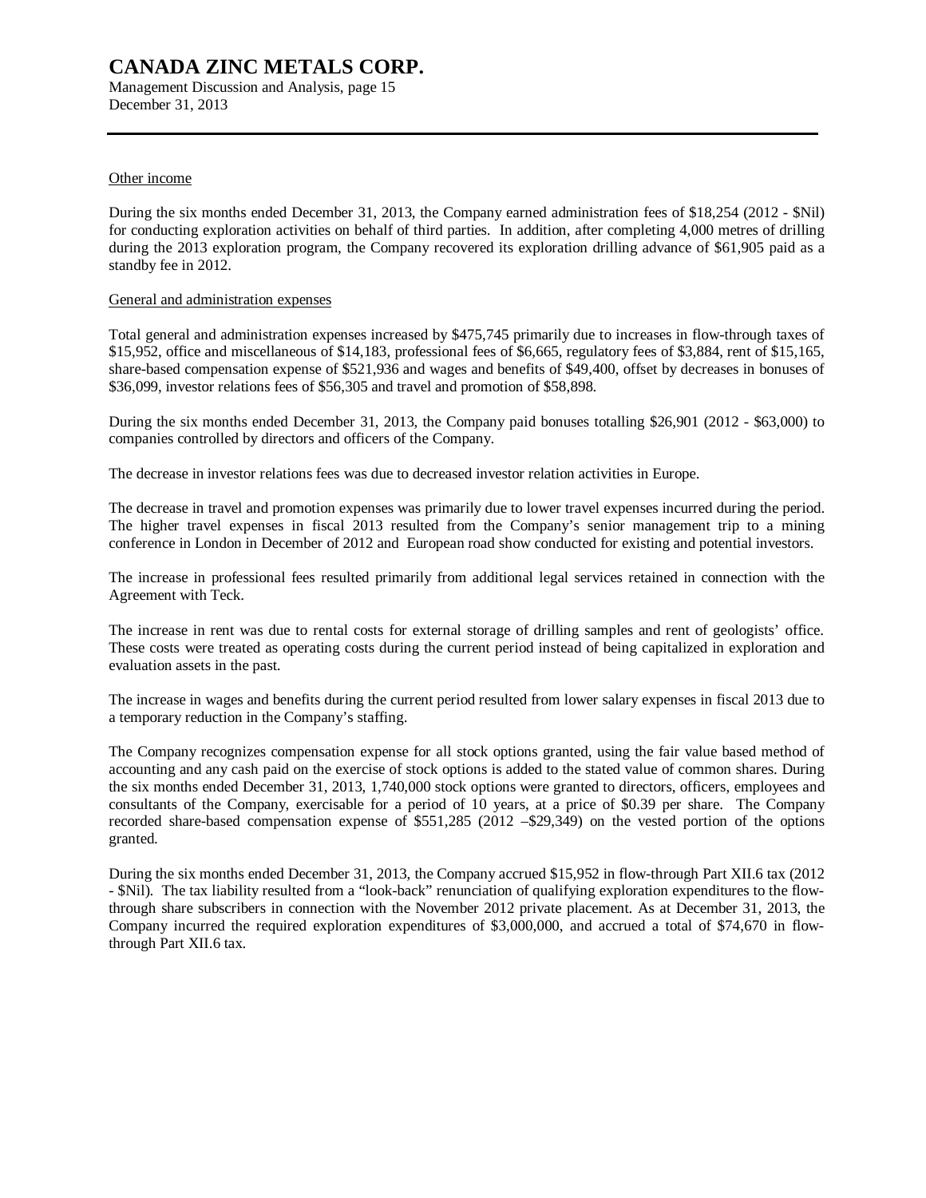Other income

During the six months ended December 31, 2013, the Company earned administration fees of $18,254 (2012 - $Nil) for conducting exploration activities on behalf of third parties. In addition, after completing 4,000 metres of drilling during the 2013 exploration program, the Company recovered its exploration drilling advance of $61,905 paid as a standby fee in 2012.

General and administration expenses

Total general and administration expenses increased by $475,745 primarily due to increases in flow-through taxes of $15,952, office and miscellaneous of $14,183, professional fees of $6,665, regulatory fees of $3,884, rent of $15,165, share-based compensation expense of $521,936 and wages and benefits of $49,400, offset by decreases in bonuses of $36,099, investor relations fees of $56,305 and travel and promotion of $58,898.

During the six months ended December 31, 2013, the Company paid bonuses totalling $26,901 (2012 - $63,000) to companies controlled by directors and officers of the Company.

The decrease in investor relations fees was due to decreased investor relation activities in Europe.

The decrease in travel and promotion expenses was primarily due to lower travel expenses incurred during the period. The higher travel expenses in fiscal 2013 resulted from the Company's senior management trip to a mining conference in London in December of 2012 and European road show conducted for existing and potential investors.

The increase in professional fees resulted primarily from additional legal services retained in connection with the Agreement with Teck.

The increase in rent was due to rental costs for external storage of drilling samples and rent of geologists' office. These costs were treated as operating costs during the current period instead of being capitalized in exploration and evaluation assets in the past.

The increase in wages and benefits during the current period resulted from lower salary expenses in fiscal 2013 due to a temporary reduction in the Company's staffing.

The Company recognizes compensation expense for all stock options granted, using the fair value based method of accounting and any cash paid on the exercise of stock options is added to the stated value of common shares. During the six months ended December 31, 2013, 1,740,000 stock options were granted to directors, officers, employees and consultants of the Company, exercisable for a period of 10 years, at a price of $0.39 per share. The Company recorded share-based compensation expense of $551,285 (2012 –$29,349) on the vested portion of the options granted.

During the six months ended December 31, 2013, the Company accrued $15,952 in flow-through Part XII.6 tax (2012 - $Nil). The tax liability resulted from a "look-back" renunciation of qualifying exploration expenditures to the flow-through share subscribers in connection with the November 2012 private placement. As at December 31, 2013, the Company incurred the required exploration expenditures of $3,000,000, and accrued a total of $74,670 in flow-through Part XII.6 tax.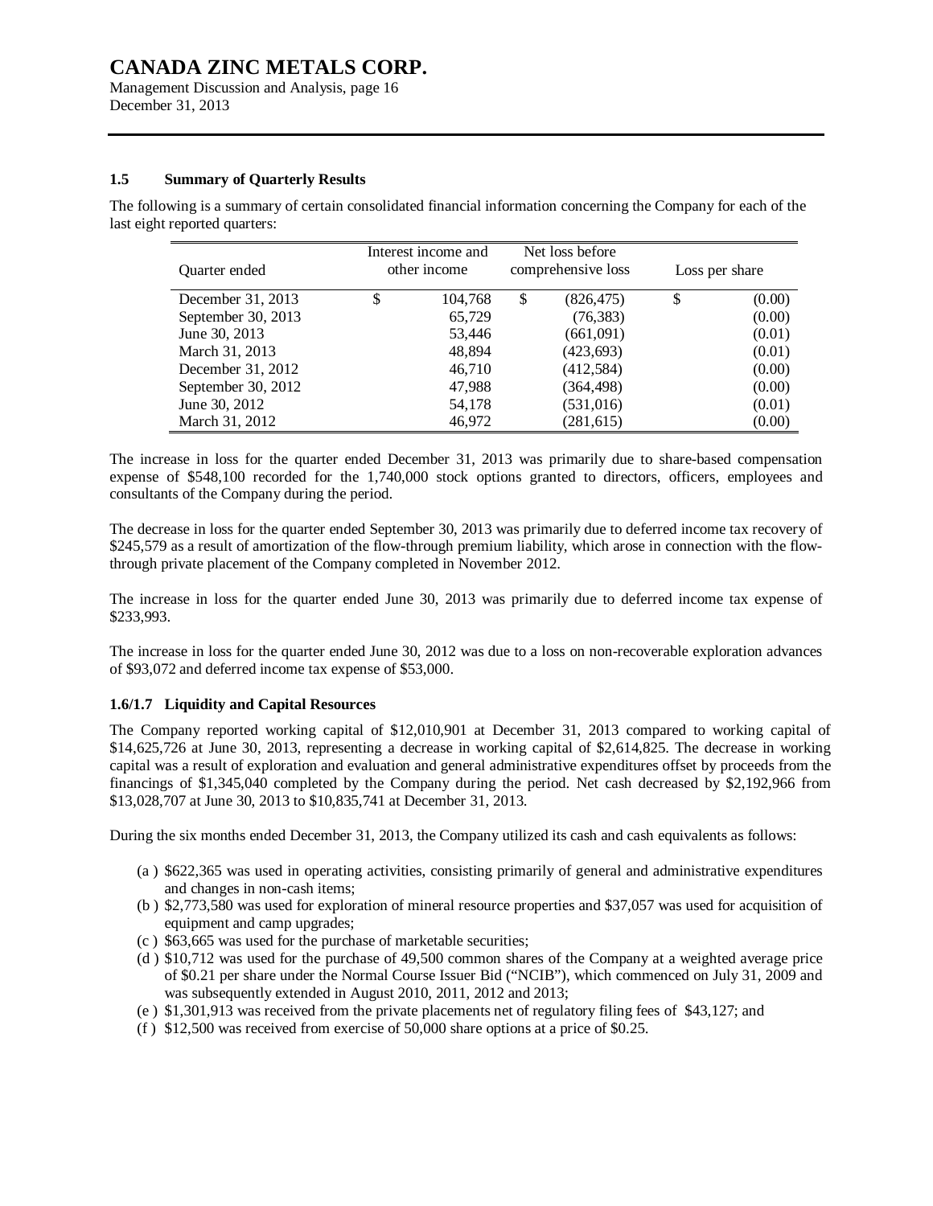### 1.5 Summary of Quarterly Results

The following is a summary of certain consolidated financial information concerning the Company for each of the last eight reported quarters:

| Quarter ended | Interest income and other income | Net loss before comprehensive loss | Loss per share |
|---|---|---|---|
| December 31, 2013 | $ 104,768 | $ (826,475) | $ (0.00) |
| September 30, 2013 | 65,729 | (76,383) | (0.00) |
| June 30, 2013 | 53,446 | (661,091) | (0.01) |
| March 31, 2013 | 48,894 | (423,693) | (0.01) |
| December 31, 2012 | 46,710 | (412,584) | (0.00) |
| September 30, 2012 | 47,988 | (364,498) | (0.00) |
| June 30, 2012 | 54,178 | (531,016) | (0.01) |
| March 31, 2012 | 46,972 | (281,615) | (0.00) |

The increase in loss for the quarter ended December 31, 2013 was primarily due to share-based compensation expense of $548,100 recorded for the 1,740,000 stock options granted to directors, officers, employees and consultants of the Company during the period.

The decrease in loss for the quarter ended September 30, 2013 was primarily due to deferred income tax recovery of $245,579 as a result of amortization of the flow-through premium liability, which arose in connection with the flow-through private placement of the Company completed in November 2012.

The increase in loss for the quarter ended June 30, 2013 was primarily due to deferred income tax expense of $233,993.

The increase in loss for the quarter ended June 30, 2012 was due to a loss on non-recoverable exploration advances of $93,072 and deferred income tax expense of $53,000.

### 1.6/1.7 Liquidity and Capital Resources

The Company reported working capital of $12,010,901 at December 31, 2013 compared to working capital of $14,625,726 at June 30, 2013, representing a decrease in working capital of $2,614,825. The decrease in working capital was a result of exploration and evaluation and general administrative expenditures offset by proceeds from the financings of $1,345,040 completed by the Company during the period. Net cash decreased by $2,192,966 from $13,028,707 at June 30, 2013 to $10,835,741 at December 31, 2013.

During the six months ended December 31, 2013, the Company utilized its cash and cash equivalents as follows:

(a ) $622,365 was used in operating activities, consisting primarily of general and administrative expenditures and changes in non-cash items;
(b ) $2,773,580 was used for exploration of mineral resource properties and $37,057 was used for acquisition of equipment and camp upgrades;
(c ) $63,665 was used for the purchase of marketable securities;
(d ) $10,712 was used for the purchase of 49,500 common shares of the Company at a weighted average price of $0.21 per share under the Normal Course Issuer Bid ("NCIB"), which commenced on July 31, 2009 and was subsequently extended in August 2010, 2011, 2012 and 2013;
(e ) $1,301,913 was received from the private placements net of regulatory filing fees of $43,127; and
(f ) $12,500 was received from exercise of 50,000 share options at a price of $0.25.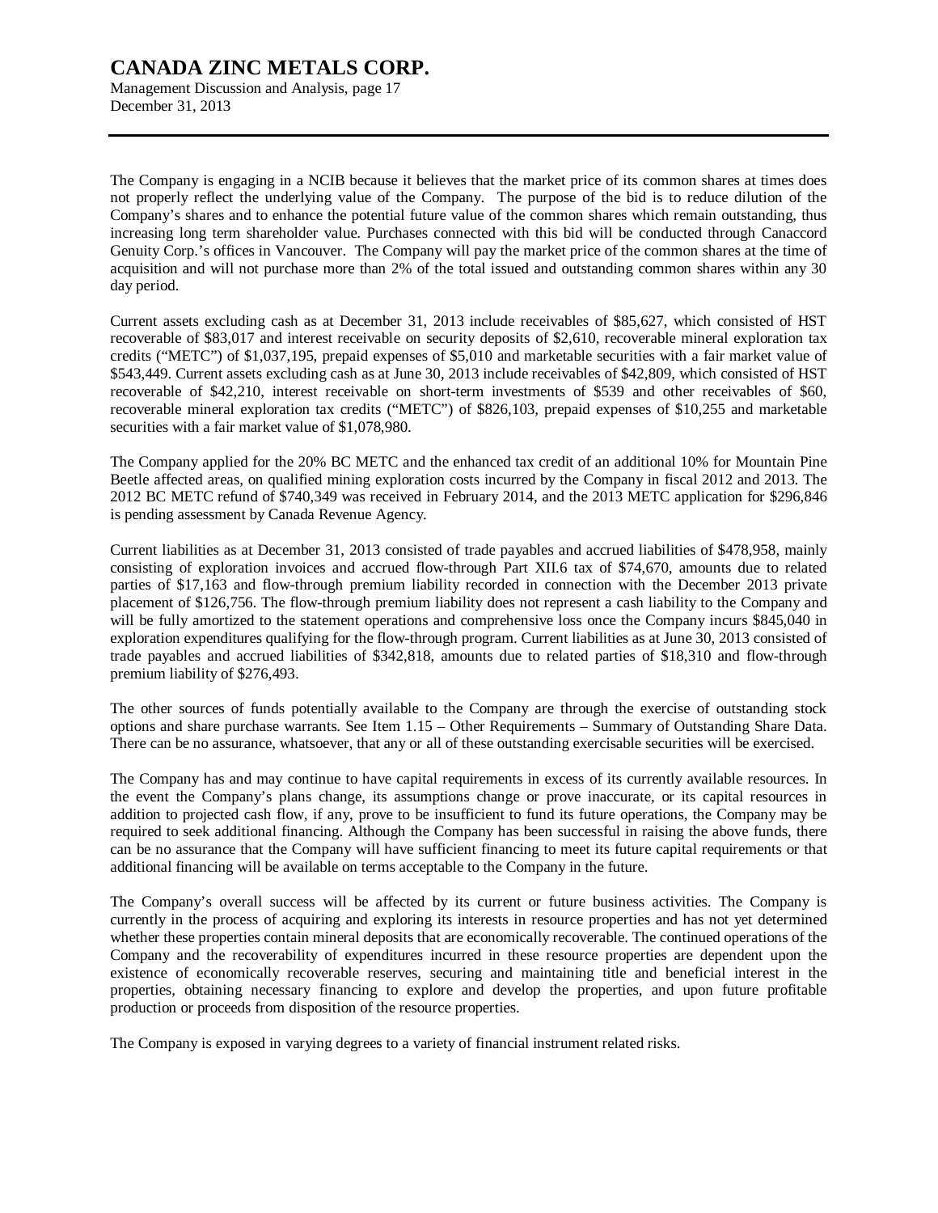The Company is engaging in a NCIB because it believes that the market price of its common shares at times does not properly reflect the underlying value of the Company. The purpose of the bid is to reduce dilution of the Company's shares and to enhance the potential future value of the common shares which remain outstanding, thus increasing long term shareholder value. Purchases connected with this bid will be conducted through Canaccord Genuity Corp.'s offices in Vancouver. The Company will pay the market price of the common shares at the time of acquisition and will not purchase more than 2% of the total issued and outstanding common shares within any 30 day period.

Current assets excluding cash as at December 31, 2013 include receivables of $85,627, which consisted of HST recoverable of $83,017 and interest receivable on security deposits of $2,610, recoverable mineral exploration tax credits ("METC") of $1,037,195, prepaid expenses of $5,010 and marketable securities with a fair market value of $543,449. Current assets excluding cash as at June 30, 2013 include receivables of $42,809, which consisted of HST recoverable of $42,210, interest receivable on short-term investments of $539 and other receivables of $60, recoverable mineral exploration tax credits ("METC") of $826,103, prepaid expenses of $10,255 and marketable securities with a fair market value of $1,078,980.

The Company applied for the 20% BC METC and the enhanced tax credit of an additional 10% for Mountain Pine Beetle affected areas, on qualified mining exploration costs incurred by the Company in fiscal 2012 and 2013. The 2012 BC METC refund of $740,349 was received in February 2014, and the 2013 METC application for $296,846 is pending assessment by Canada Revenue Agency.

Current liabilities as at December 31, 2013 consisted of trade payables and accrued liabilities of $478,958, mainly consisting of exploration invoices and accrued flow-through Part XII.6 tax of $74,670, amounts due to related parties of $17,163 and flow-through premium liability recorded in connection with the December 2013 private placement of $126,756. The flow-through premium liability does not represent a cash liability to the Company and will be fully amortized to the statement operations and comprehensive loss once the Company incurs $845,040 in exploration expenditures qualifying for the flow-through program. Current liabilities as at June 30, 2013 consisted of trade payables and accrued liabilities of $342,818, amounts due to related parties of $18,310 and flow-through premium liability of $276,493.

The other sources of funds potentially available to the Company are through the exercise of outstanding stock options and share purchase warrants. See Item 1.15 – Other Requirements – Summary of Outstanding Share Data. There can be no assurance, whatsoever, that any or all of these outstanding exercisable securities will be exercised.

The Company has and may continue to have capital requirements in excess of its currently available resources. In the event the Company's plans change, its assumptions change or prove inaccurate, or its capital resources in addition to projected cash flow, if any, prove to be insufficient to fund its future operations, the Company may be required to seek additional financing. Although the Company has been successful in raising the above funds, there can be no assurance that the Company will have sufficient financing to meet its future capital requirements or that additional financing will be available on terms acceptable to the Company in the future.

The Company's overall success will be affected by its current or future business activities. The Company is currently in the process of acquiring and exploring its interests in resource properties and has not yet determined whether these properties contain mineral deposits that are economically recoverable. The continued operations of the Company and the recoverability of expenditures incurred in these resource properties are dependent upon the existence of economically recoverable reserves, securing and maintaining title and beneficial interest in the properties, obtaining necessary financing to explore and develop the properties, and upon future profitable production or proceeds from disposition of the resource properties.

The Company is exposed in varying degrees to a variety of financial instrument related risks.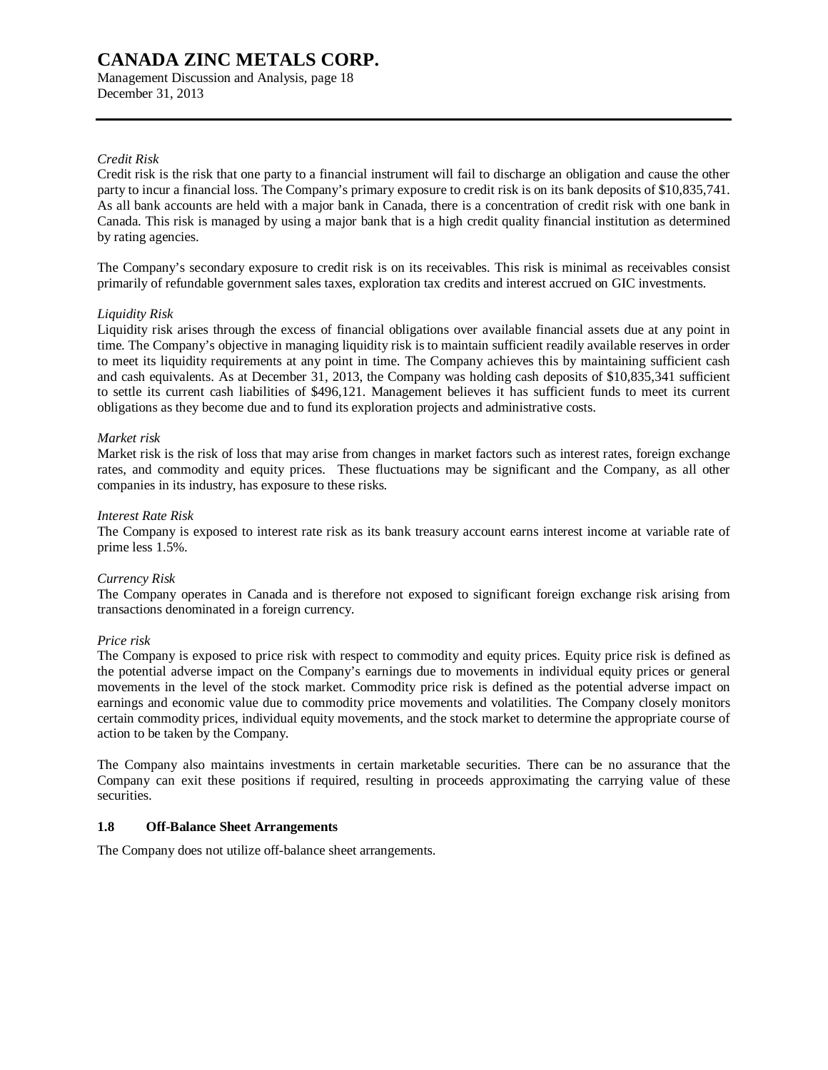*Credit Risk*

Credit risk is the risk that one party to a financial instrument will fail to discharge an obligation and cause the other party to incur a financial loss. The Company's primary exposure to credit risk is on its bank deposits of $10,835,741. As all bank accounts are held with a major bank in Canada, there is a concentration of credit risk with one bank in Canada. This risk is managed by using a major bank that is a high credit quality financial institution as determined by rating agencies.

The Company's secondary exposure to credit risk is on its receivables. This risk is minimal as receivables consist primarily of refundable government sales taxes, exploration tax credits and interest accrued on GIC investments.

*Liquidity Risk*

Liquidity risk arises through the excess of financial obligations over available financial assets due at any point in time. The Company's objective in managing liquidity risk is to maintain sufficient readily available reserves in order to meet its liquidity requirements at any point in time. The Company achieves this by maintaining sufficient cash and cash equivalents. As at December 31, 2013, the Company was holding cash deposits of $10,835,341 sufficient to settle its current cash liabilities of $496,121. Management believes it has sufficient funds to meet its current obligations as they become due and to fund its exploration projects and administrative costs.

*Market risk*

Market risk is the risk of loss that may arise from changes in market factors such as interest rates, foreign exchange rates, and commodity and equity prices. These fluctuations may be significant and the Company, as all other companies in its industry, has exposure to these risks.

*Interest Rate Risk*

The Company is exposed to interest rate risk as its bank treasury account earns interest income at variable rate of prime less 1.5%.

*Currency Risk*

The Company operates in Canada and is therefore not exposed to significant foreign exchange risk arising from transactions denominated in a foreign currency.

*Price risk*

The Company is exposed to price risk with respect to commodity and equity prices. Equity price risk is defined as the potential adverse impact on the Company's earnings due to movements in individual equity prices or general movements in the level of the stock market. Commodity price risk is defined as the potential adverse impact on earnings and economic value due to commodity price movements and volatilities. The Company closely monitors certain commodity prices, individual equity movements, and the stock market to determine the appropriate course of action to be taken by the Company.

The Company also maintains investments in certain marketable securities. There can be no assurance that the Company can exit these positions if required, resulting in proceeds approximating the carrying value of these securities.

### 1.8 Off-Balance Sheet Arrangements

The Company does not utilize off-balance sheet arrangements.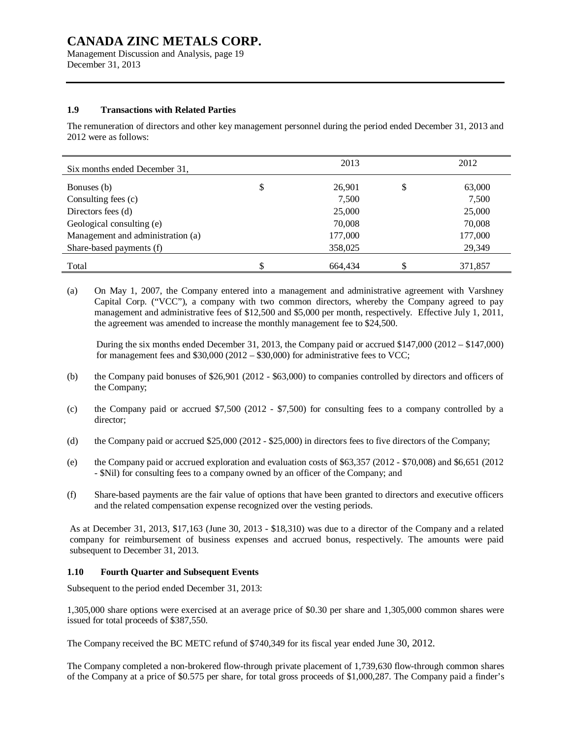### 1.9 Transactions with Related Parties

The remuneration of directors and other key management personnel during the period ended December 31, 2013 and 2012 were as follows:

| Six months ended December 31, | | 2013 | | 2012 |
|---|---|---|---|---|
| Bonuses (b) | $ | 26,901 | $ | 63,000 |
| Consulting fees (c) | | 7,500 | | 7,500 |
| Directors fees (d) | | 25,000 | | 25,000 |
| Geological consulting (e) | | 70,008 | | 70,008 |
| Management and administration (a) | | 177,000 | | 177,000 |
| Share-based payments (f) | | 358,025 | | 29,349 |
| Total | $ | 664,434 | $ | 371,857 |

(a) On May 1, 2007, the Company entered into a management and administrative agreement with Varshney Capital Corp. ("VCC"), a company with two common directors, whereby the Company agreed to pay management and administrative fees of $12,500 and $5,000 per month, respectively. Effective July 1, 2011, the agreement was amended to increase the monthly management fee to $24,500.

During the six months ended December 31, 2013, the Company paid or accrued $147,000 (2012 – $147,000) for management fees and $30,000 (2012 – $30,000) for administrative fees to VCC;

(b) the Company paid bonuses of $26,901 (2012 - $63,000) to companies controlled by directors and officers of the Company;

(c) the Company paid or accrued $7,500 (2012 - $7,500) for consulting fees to a company controlled by a director;

(d) the Company paid or accrued $25,000 (2012 - $25,000) in directors fees to five directors of the Company;

(e) the Company paid or accrued exploration and evaluation costs of $63,357 (2012 - $70,008) and $6,651 (2012 - $Nil) for consulting fees to a company owned by an officer of the Company; and

(f) Share-based payments are the fair value of options that have been granted to directors and executive officers and the related compensation expense recognized over the vesting periods.

As at December 31, 2013, $17,163 (June 30, 2013 - $18,310) was due to a director of the Company and a related company for reimbursement of business expenses and accrued bonus, respectively. The amounts were paid subsequent to December 31, 2013.

### 1.10 Fourth Quarter and Subsequent Events

Subsequent to the period ended December 31, 2013:

1,305,000 share options were exercised at an average price of $0.30 per share and 1,305,000 common shares were issued for total proceeds of $387,550.

The Company received the BC METC refund of $740,349 for its fiscal year ended June 30, 2012.

The Company completed a non-brokered flow-through private placement of 1,739,630 flow-through common shares of the Company at a price of $0.575 per share, for total gross proceeds of $1,000,287. The Company paid a finder's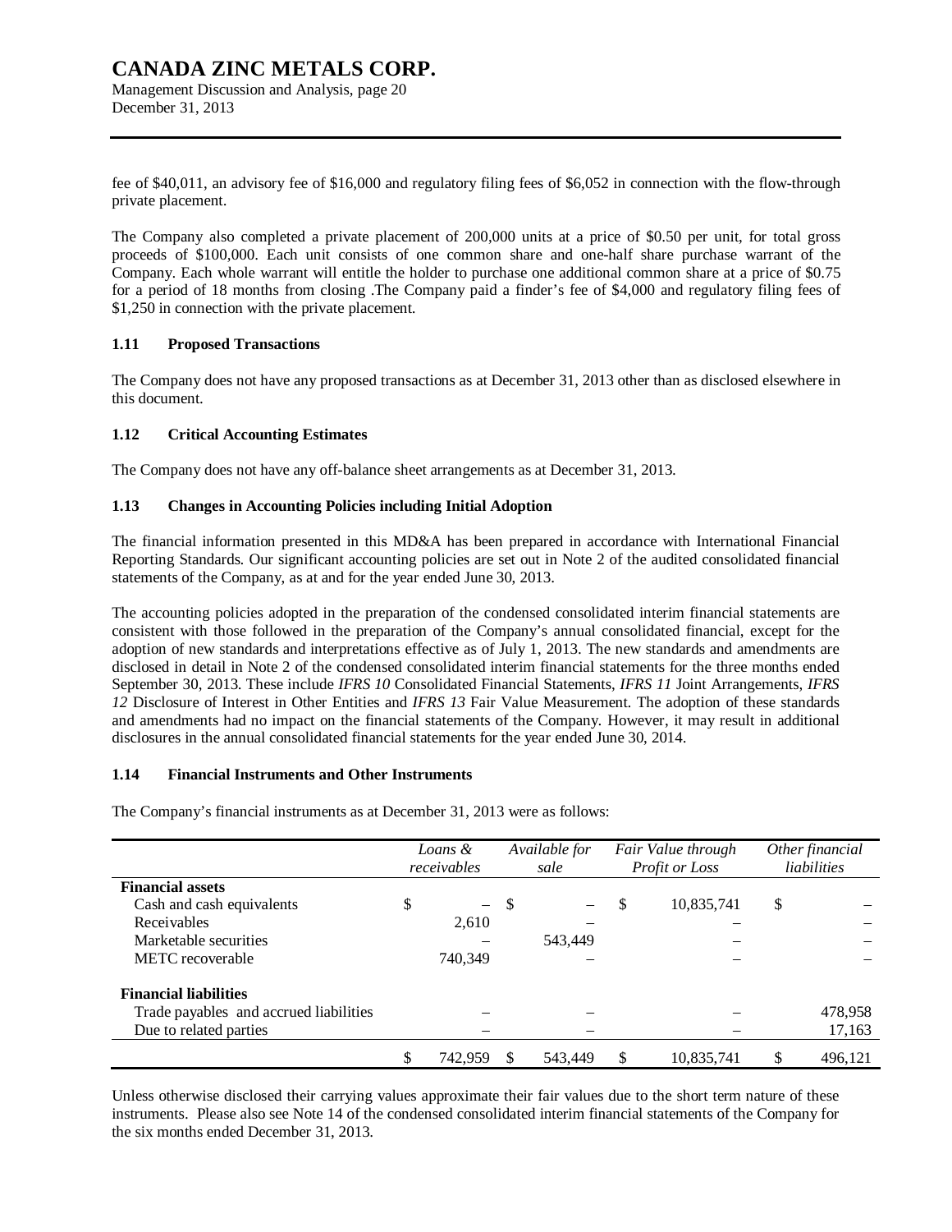fee of $40,011, an advisory fee of $16,000 and regulatory filing fees of $6,052 in connection with the flow-through private placement.

The Company also completed a private placement of 200,000 units at a price of $0.50 per unit, for total gross proceeds of $100,000. Each unit consists of one common share and one-half share purchase warrant of the Company. Each whole warrant will entitle the holder to purchase one additional common share at a price of $0.75 for a period of 18 months from closing .The Company paid a finder's fee of $4,000 and regulatory filing fees of $1,250 in connection with the private placement.

### 1.11 Proposed Transactions

The Company does not have any proposed transactions as at December 31, 2013 other than as disclosed elsewhere in this document.

### 1.12 Critical Accounting Estimates

The Company does not have any off-balance sheet arrangements as at December 31, 2013.

### 1.13 Changes in Accounting Policies including Initial Adoption

The financial information presented in this MD&A has been prepared in accordance with International Financial Reporting Standards. Our significant accounting policies are set out in Note 2 of the audited consolidated financial statements of the Company, as at and for the year ended June 30, 2013.

The accounting policies adopted in the preparation of the condensed consolidated interim financial statements are consistent with those followed in the preparation of the Company's annual consolidated financial, except for the adoption of new standards and interpretations effective as of July 1, 2013. The new standards and amendments are disclosed in detail in Note 2 of the condensed consolidated interim financial statements for the three months ended September 30, 2013. These include *IFRS 10* Consolidated Financial Statements, *IFRS 11* Joint Arrangements, *IFRS 12* Disclosure of Interest in Other Entities and *IFRS 13* Fair Value Measurement. The adoption of these standards and amendments had no impact on the financial statements of the Company. However, it may result in additional disclosures in the annual consolidated financial statements for the year ended June 30, 2014.

### 1.14 Financial Instruments and Other Instruments

The Company's financial instruments as at December 31, 2013 were as follows:

| | *Loans & receivables* | *Available for sale* | *Fair Value through Profit or Loss* | *Other financial liabilities* |
|---|---|---|---|---|
| **Financial assets** | | | | |
| Cash and cash equivalents | $ – | $ – | $ 10,835,741 | $ – |
| Receivables | 2,610 | – | – | – |
| Marketable securities | – | 543,449 | – | – |
| METC recoverable | 740,349 | – | – | – |
| **Financial liabilities** | | | | |
| Trade payables and accrued liabilities | – | – | – | 478,958 |
| Due to related parties | – | – | – | 17,163 |
| | $ 742,959 | $ 543,449 | $ 10,835,741 | $ 496,121 |

Unless otherwise disclosed their carrying values approximate their fair values due to the short term nature of these instruments. Please also see Note 14 of the condensed consolidated interim financial statements of the Company for the six months ended December 31, 2013.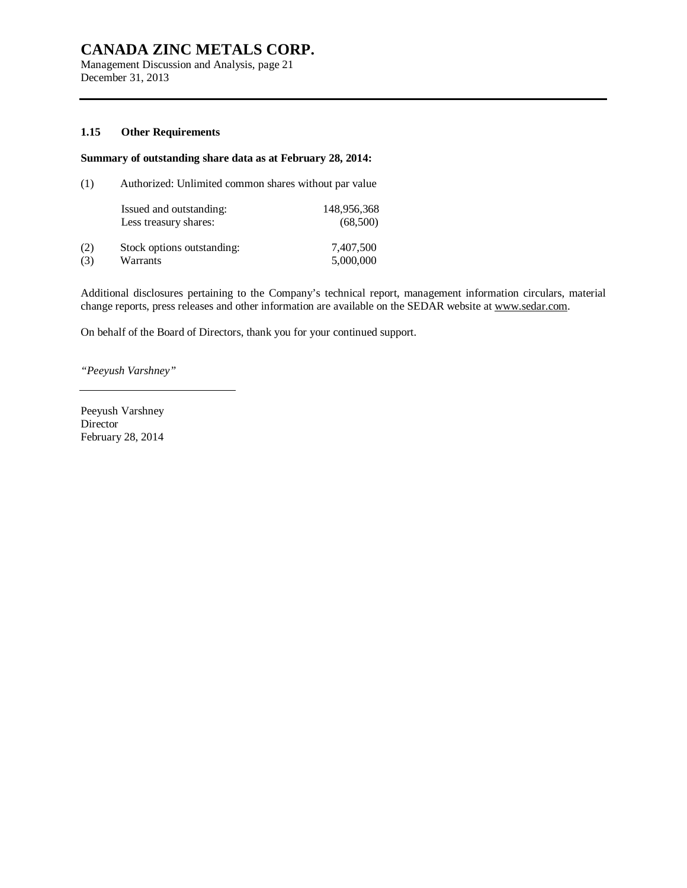### 1.15 Other Requirements

**Summary of outstanding share data as at February 28, 2014:**

(1) Authorized: Unlimited common shares without par value

| | | |
|---|---|---|
| | Issued and outstanding: | 148,956,368 |
| | Less treasury shares: | (68,500) |
| (2) | Stock options outstanding: | 7,407,500 |
| (3) | Warrants | 5,000,000 |

Additional disclosures pertaining to the Company's technical report, management information circulars, material change reports, press releases and other information are available on the SEDAR website at www.sedar.com.

On behalf of the Board of Directors, thank you for your continued support.

*"Peeyush Varshney"*

Peeyush Varshney
Director
February 28, 2014